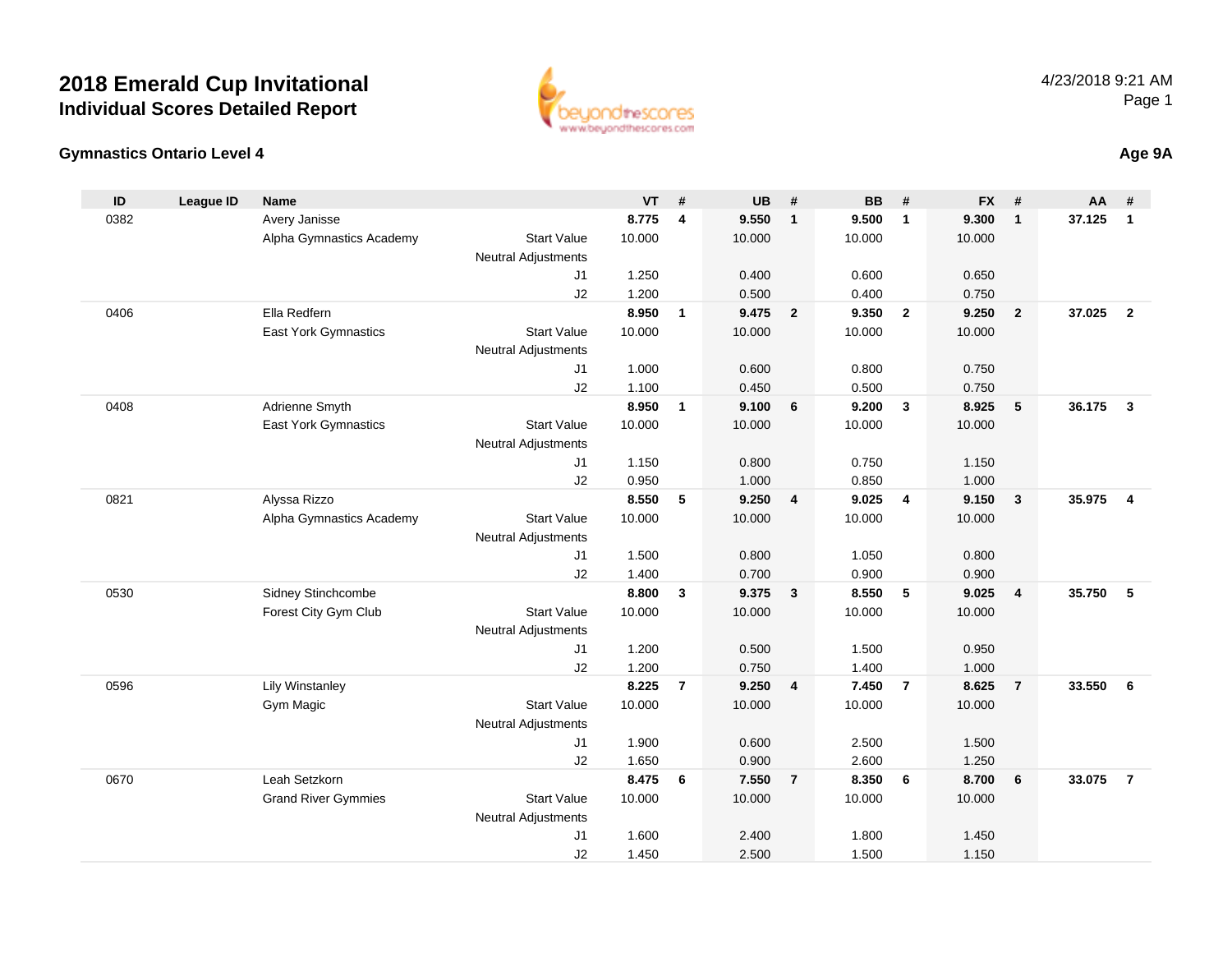# 2018 Emerald Cup Invitational

## Individual Scores Detailed Report

4/23/2018 9:21 AM

### Gymnastics Ontario Level 4

**Age 9A**

| ID | League ID | Name | | VT | # | UB | # | BB | # | FX | # | AA | # |
|---|---|---|---|---|---|---|---|---|---|---|---|---|---|
| 0382 | | Avery Janisse | | **8.775** | **4** | **9.550** | **1** | **9.500** | **1** | **9.300** | **1** | **37.125** | **1** |
| | | Alpha Gymnastics Academy | Start Value | 10.000 | | 10.000 | | 10.000 | | 10.000 | | | |
| | | | Neutral Adjustments | | | | | | | | | | |
| | | | J1 | 1.250 | | 0.400 | | 0.600 | | 0.650 | | | |
| | | | J2 | 1.200 | | 0.500 | | 0.400 | | 0.750 | | | |
| 0406 | | Ella Redfern | | **8.950** | **1** | **9.475** | **2** | **9.350** | **2** | **9.250** | **2** | **37.025** | **2** |
| | | East York Gymnastics | Start Value | 10.000 | | 10.000 | | 10.000 | | 10.000 | | | |
| | | | Neutral Adjustments | | | | | | | | | | |
| | | | J1 | 1.000 | | 0.600 | | 0.800 | | 0.750 | | | |
| | | | J2 | 1.100 | | 0.450 | | 0.500 | | 0.750 | | | |
| 0408 | | Adrienne Smyth | | **8.950** | **1** | **9.100** | **6** | **9.200** | **3** | **8.925** | **5** | **36.175** | **3** |
| | | East York Gymnastics | Start Value | 10.000 | | 10.000 | | 10.000 | | 10.000 | | | |
| | | | Neutral Adjustments | | | | | | | | | | |
| | | | J1 | 1.150 | | 0.800 | | 0.750 | | 1.150 | | | |
| | | | J2 | 0.950 | | 1.000 | | 0.850 | | 1.000 | | | |
| 0821 | | Alyssa Rizzo | | **8.550** | **5** | **9.250** | **4** | **9.025** | **4** | **9.150** | **3** | **35.975** | **4** |
| | | Alpha Gymnastics Academy | Start Value | 10.000 | | 10.000 | | 10.000 | | 10.000 | | | |
| | | | Neutral Adjustments | | | | | | | | | | |
| | | | J1 | 1.500 | | 0.800 | | 1.050 | | 0.800 | | | |
| | | | J2 | 1.400 | | 0.700 | | 0.900 | | 0.900 | | | |
| 0530 | | Sidney Stinchcombe | | **8.800** | **3** | **9.375** | **3** | **8.550** | **5** | **9.025** | **4** | **35.750** | **5** |
| | | Forest City Gym Club | Start Value | 10.000 | | 10.000 | | 10.000 | | 10.000 | | | |
| | | | Neutral Adjustments | | | | | | | | | | |
| | | | J1 | 1.200 | | 0.500 | | 1.500 | | 0.950 | | | |
| | | | J2 | 1.200 | | 0.750 | | 1.400 | | 1.000 | | | |
| 0596 | | Lily Winstanley | | **8.225** | **7** | **9.250** | **4** | **7.450** | **7** | **8.625** | **7** | **33.550** | **6** |
| | | Gym Magic | Start Value | 10.000 | | 10.000 | | 10.000 | | 10.000 | | | |
| | | | Neutral Adjustments | | | | | | | | | | |
| | | | J1 | 1.900 | | 0.600 | | 2.500 | | 1.500 | | | |
| | | | J2 | 1.650 | | 0.900 | | 2.600 | | 1.250 | | | |
| 0670 | | Leah Setzkorn | | **8.475** | **6** | **7.550** | **7** | **8.350** | **6** | **8.700** | **6** | **33.075** | **7** |
| | | Grand River Gymmies | Start Value | 10.000 | | 10.000 | | 10.000 | | 10.000 | | | |
| | | | Neutral Adjustments | | | | | | | | | | |
| | | | J1 | 1.600 | | 2.400 | | 1.800 | | 1.450 | | | |
| | | | J2 | 1.450 | | 2.500 | | 1.500 | | 1.150 | | | |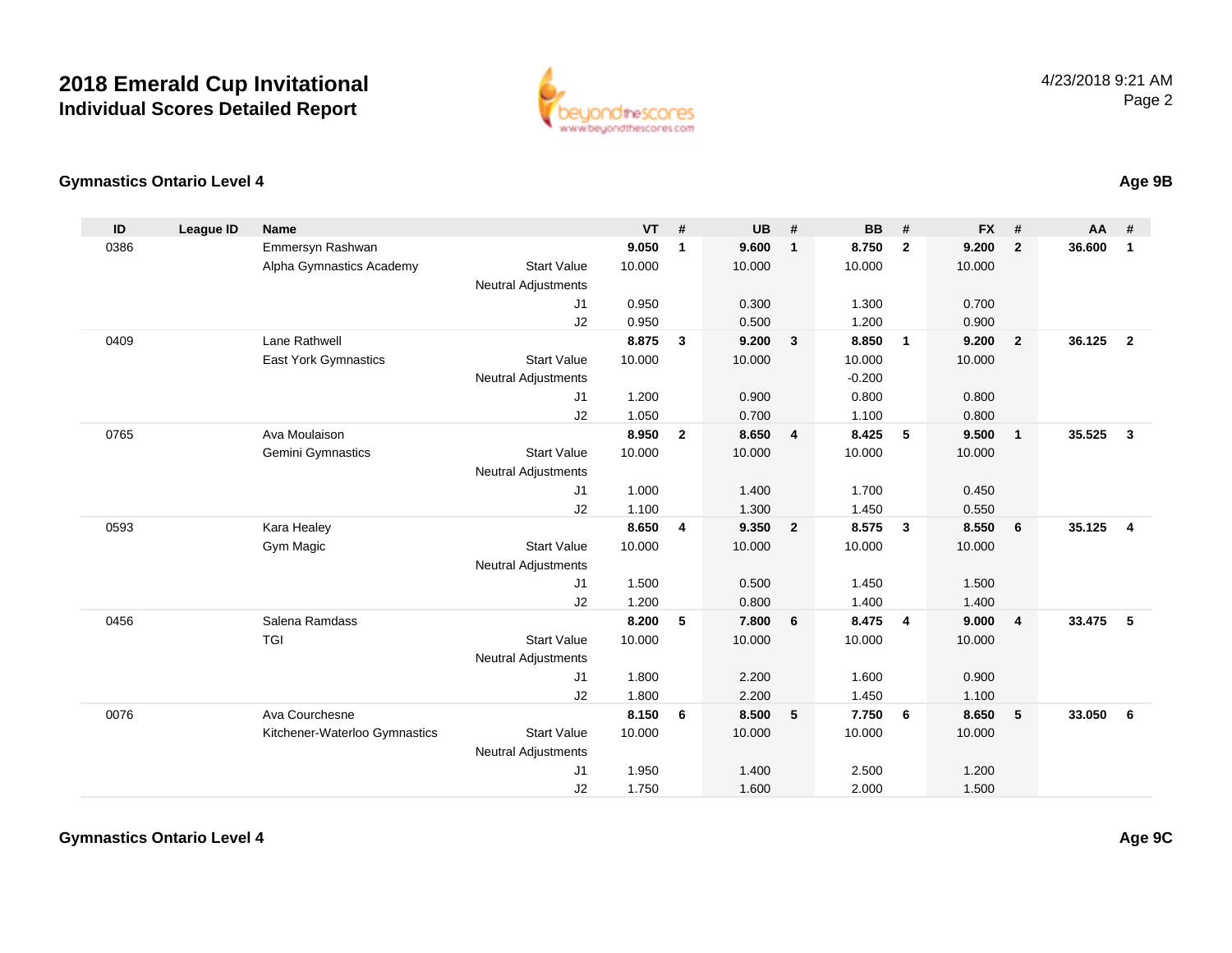# 2018 Emerald Cup Invitational
## Individual Scores Detailed Report

4/23/2018 9:21 AM

### Gymnastics Ontario Level 4 — Age 9B

| ID | League ID | Name | | VT | # | UB | # | BB | # | FX | # | AA | # |
|---|---|---|---|---|---|---|---|---|---|---|---|---|---|
| 0386 | | Emmersyn Rashwan | | **9.050** | **1** | **9.600** | **1** | **8.750** | **2** | **9.200** | **2** | **36.600** | **1** |
| | | Alpha Gymnastics Academy | Start Value | 10.000 | | 10.000 | | 10.000 | | 10.000 | | | |
| | | | Neutral Adjustments | | | | | | | | | | |
| | | | J1 | 0.950 | | 0.300 | | 1.300 | | 0.700 | | | |
| | | | J2 | 0.950 | | 0.500 | | 1.200 | | 0.900 | | | |
| 0409 | | Lane Rathwell | | **8.875** | **3** | **9.200** | **3** | **8.850** | **1** | **9.200** | **2** | **36.125** | **2** |
| | | East York Gymnastics | Start Value | 10.000 | | 10.000 | | 10.000 | | 10.000 | | | |
| | | | Neutral Adjustments | | | | | -0.200 | | | | | |
| | | | J1 | 1.200 | | 0.900 | | 0.800 | | 0.800 | | | |
| | | | J2 | 1.050 | | 0.700 | | 1.100 | | 0.800 | | | |
| 0765 | | Ava Moulaison | | **8.950** | **2** | **8.650** | **4** | **8.425** | **5** | **9.500** | **1** | **35.525** | **3** |
| | | Gemini Gymnastics | Start Value | 10.000 | | 10.000 | | 10.000 | | 10.000 | | | |
| | | | Neutral Adjustments | | | | | | | | | | |
| | | | J1 | 1.000 | | 1.400 | | 1.700 | | 0.450 | | | |
| | | | J2 | 1.100 | | 1.300 | | 1.450 | | 0.550 | | | |
| 0593 | | Kara Healey | | **8.650** | **4** | **9.350** | **2** | **8.575** | **3** | **8.550** | **6** | **35.125** | **4** |
| | | Gym Magic | Start Value | 10.000 | | 10.000 | | 10.000 | | 10.000 | | | |
| | | | Neutral Adjustments | | | | | | | | | | |
| | | | J1 | 1.500 | | 0.500 | | 1.450 | | 1.500 | | | |
| | | | J2 | 1.200 | | 0.800 | | 1.400 | | 1.400 | | | |
| 0456 | | Salena Ramdass | | **8.200** | **5** | **7.800** | **6** | **8.475** | **4** | **9.000** | **4** | **33.475** | **5** |
| | | TGI | Start Value | 10.000 | | 10.000 | | 10.000 | | 10.000 | | | |
| | | | Neutral Adjustments | | | | | | | | | | |
| | | | J1 | 1.800 | | 2.200 | | 1.600 | | 0.900 | | | |
| | | | J2 | 1.800 | | 2.200 | | 1.450 | | 1.100 | | | |
| 0076 | | Ava Courchesne | | **8.150** | **6** | **8.500** | **5** | **7.750** | **6** | **8.650** | **5** | **33.050** | **6** |
| | | Kitchener-Waterloo Gymnastics | Start Value | 10.000 | | 10.000 | | 10.000 | | 10.000 | | | |
| | | | Neutral Adjustments | | | | | | | | | | |
| | | | J1 | 1.950 | | 1.400 | | 2.500 | | 1.200 | | | |
| | | | J2 | 1.750 | | 1.600 | | 2.000 | | 1.500 | | | |

### Gymnastics Ontario Level 4 — Age 9C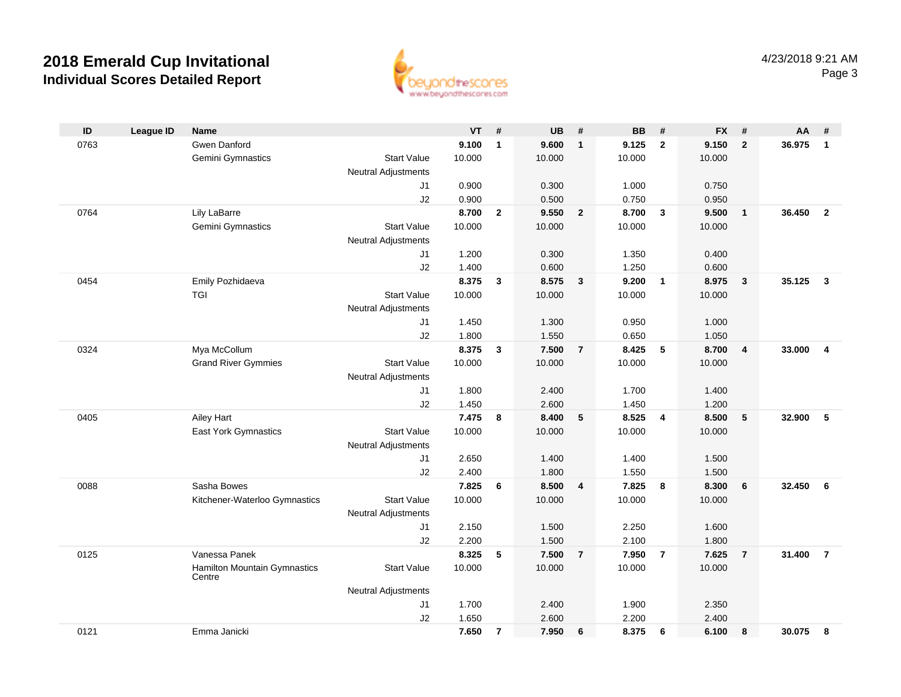# 2018 Emerald Cup Invitational
## Individual Scores Detailed Report

4/23/2018 9:21 AM

| ID | League ID | Name | | VT | # | UB | # | BB | # | FX | # | AA | # |
|---|---|---|---|---|---|---|---|---|---|---|---|---|---|
| 0763 | | Gwen Danford | | **9.100** | **1** | **9.600** | **1** | **9.125** | **2** | **9.150** | **2** | **36.975** | **1** |
| | | Gemini Gymnastics | Start Value | 10.000 | | 10.000 | | 10.000 | | 10.000 | | | |
| | | | Neutral Adjustments | | | | | | | | | | |
| | | | J1 | 0.900 | | 0.300 | | 1.000 | | 0.750 | | | |
| | | | J2 | 0.900 | | 0.500 | | 0.750 | | 0.950 | | | |
| 0764 | | Lily LaBarre | | **8.700** | **2** | **9.550** | **2** | **8.700** | **3** | **9.500** | **1** | **36.450** | **2** |
| | | Gemini Gymnastics | Start Value | 10.000 | | 10.000 | | 10.000 | | 10.000 | | | |
| | | | Neutral Adjustments | | | | | | | | | | |
| | | | J1 | 1.200 | | 0.300 | | 1.350 | | 0.400 | | | |
| | | | J2 | 1.400 | | 0.600 | | 1.250 | | 0.600 | | | |
| 0454 | | Emily Pozhidaeva | | **8.375** | **3** | **8.575** | **3** | **9.200** | **1** | **8.975** | **3** | **35.125** | **3** |
| | | TGI | Start Value | 10.000 | | 10.000 | | 10.000 | | 10.000 | | | |
| | | | Neutral Adjustments | | | | | | | | | | |
| | | | J1 | 1.450 | | 1.300 | | 0.950 | | 1.000 | | | |
| | | | J2 | 1.800 | | 1.550 | | 0.650 | | 1.050 | | | |
| 0324 | | Mya McCollum | | **8.375** | **3** | **7.500** | **7** | **8.425** | **5** | **8.700** | **4** | **33.000** | **4** |
| | | Grand River Gymmies | Start Value | 10.000 | | 10.000 | | 10.000 | | 10.000 | | | |
| | | | Neutral Adjustments | | | | | | | | | | |
| | | | J1 | 1.800 | | 2.400 | | 1.700 | | 1.400 | | | |
| | | | J2 | 1.450 | | 2.600 | | 1.450 | | 1.200 | | | |
| 0405 | | Ailey Hart | | **7.475** | **8** | **8.400** | **5** | **8.525** | **4** | **8.500** | **5** | **32.900** | **5** |
| | | East York Gymnastics | Start Value | 10.000 | | 10.000 | | 10.000 | | 10.000 | | | |
| | | | Neutral Adjustments | | | | | | | | | | |
| | | | J1 | 2.650 | | 1.400 | | 1.400 | | 1.500 | | | |
| | | | J2 | 2.400 | | 1.800 | | 1.550 | | 1.500 | | | |
| 0088 | | Sasha Bowes | | **7.825** | **6** | **8.500** | **4** | **7.825** | **8** | **8.300** | **6** | **32.450** | **6** |
| | | Kitchener-Waterloo Gymnastics | Start Value | 10.000 | | 10.000 | | 10.000 | | 10.000 | | | |
| | | | Neutral Adjustments | | | | | | | | | | |
| | | | J1 | 2.150 | | 1.500 | | 2.250 | | 1.600 | | | |
| | | | J2 | 2.200 | | 1.500 | | 2.100 | | 1.800 | | | |
| 0125 | | Vanessa Panek | | **8.325** | **5** | **7.500** | **7** | **7.950** | **7** | **7.625** | **7** | **31.400** | **7** |
| | | Hamilton Mountain Gymnastics Centre | Start Value | 10.000 | | 10.000 | | 10.000 | | 10.000 | | | |
| | | | Neutral Adjustments | | | | | | | | | | |
| | | | J1 | 1.700 | | 2.400 | | 1.900 | | 2.350 | | | |
| | | | J2 | 1.650 | | 2.600 | | 2.200 | | 2.400 | | | |
| 0121 | | Emma Janicki | | **7.650** | **7** | **7.950** | **6** | **8.375** | **6** | **6.100** | **8** | **30.075** | **8** |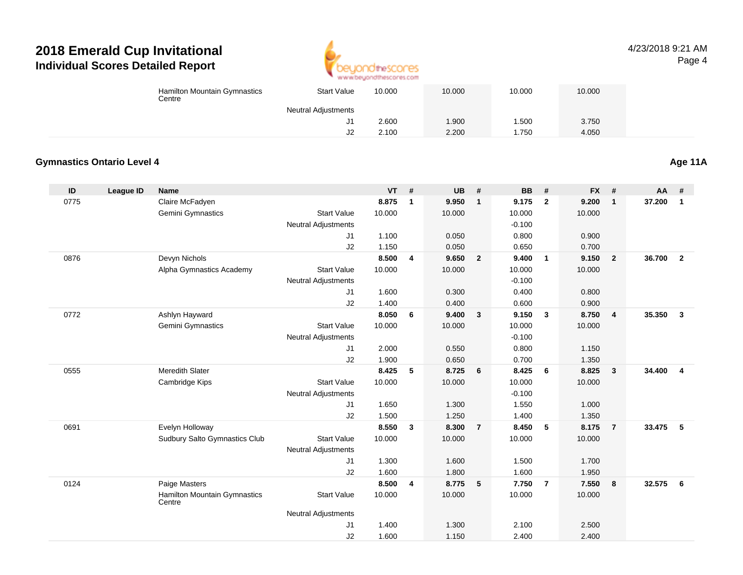# 2018 Emerald Cup Invitational

## Individual Scores Detailed Report

4/23/2018 9:21 AM

| ID | League ID | Name | | VT | # | UB | # | BB | # | FX | # | AA | # |
|---|---|---|---|---|---|---|---|---|---|---|---|---|---|
| | | Hamilton Mountain Gymnastics Centre | Start Value | 10.000 | | 10.000 | | 10.000 | | 10.000 | | | |
| | | | Neutral Adjustments | | | | | | | | | | |
| | | | J1 | 2.600 | | 1.900 | | 1.500 | | 3.750 | | | |
| | | | J2 | 2.100 | | 2.200 | | 1.750 | | 4.050 | | | |

### Gymnastics Ontario Level 4

**Age 11A**

| ID | League ID | Name | | VT | # | UB | # | BB | # | FX | # | AA | # |
|---|---|---|---|---|---|---|---|---|---|---|---|---|---|
| 0775 | | Claire McFadyen | | **8.875** | **1** | **9.950** | **1** | **9.175** | **2** | **9.200** | **1** | **37.200** | **1** |
| | | Gemini Gymnastics | Start Value | 10.000 | | 10.000 | | 10.000 | | 10.000 | | | |
| | | | Neutral Adjustments | | | | | -0.100 | | | | | |
| | | | J1 | 1.100 | | 0.050 | | 0.800 | | 0.900 | | | |
| | | | J2 | 1.150 | | 0.050 | | 0.650 | | 0.700 | | | |
| 0876 | | Devyn Nichols | | **8.500** | **4** | **9.650** | **2** | **9.400** | **1** | **9.150** | **2** | **36.700** | **2** |
| | | Alpha Gymnastics Academy | Start Value | 10.000 | | 10.000 | | 10.000 | | 10.000 | | | |
| | | | Neutral Adjustments | | | | | -0.100 | | | | | |
| | | | J1 | 1.600 | | 0.300 | | 0.400 | | 0.800 | | | |
| | | | J2 | 1.400 | | 0.400 | | 0.600 | | 0.900 | | | |
| 0772 | | Ashlyn Hayward | | **8.050** | **6** | **9.400** | **3** | **9.150** | **3** | **8.750** | **4** | **35.350** | **3** |
| | | Gemini Gymnastics | Start Value | 10.000 | | 10.000 | | 10.000 | | 10.000 | | | |
| | | | Neutral Adjustments | | | | | -0.100 | | | | | |
| | | | J1 | 2.000 | | 0.550 | | 0.800 | | 1.150 | | | |
| | | | J2 | 1.900 | | 0.650 | | 0.700 | | 1.350 | | | |
| 0555 | | Meredith Slater | | **8.425** | **5** | **8.725** | **6** | **8.425** | **6** | **8.825** | **3** | **34.400** | **4** |
| | | Cambridge Kips | Start Value | 10.000 | | 10.000 | | 10.000 | | 10.000 | | | |
| | | | Neutral Adjustments | | | | | -0.100 | | | | | |
| | | | J1 | 1.650 | | 1.300 | | 1.550 | | 1.000 | | | |
| | | | J2 | 1.500 | | 1.250 | | 1.400 | | 1.350 | | | |
| 0691 | | Evelyn Holloway | | **8.550** | **3** | **8.300** | **7** | **8.450** | **5** | **8.175** | **7** | **33.475** | **5** |
| | | Sudbury Salto Gymnastics Club | Start Value | 10.000 | | 10.000 | | 10.000 | | 10.000 | | | |
| | | | Neutral Adjustments | | | | | | | | | | |
| | | | J1 | 1.300 | | 1.600 | | 1.500 | | 1.700 | | | |
| | | | J2 | 1.600 | | 1.800 | | 1.600 | | 1.950 | | | |
| 0124 | | Paige Masters | | **8.500** | **4** | **8.775** | **5** | **7.750** | **7** | **7.550** | **8** | **32.575** | **6** |
| | | Hamilton Mountain Gymnastics Centre | Start Value | 10.000 | | 10.000 | | 10.000 | | 10.000 | | | |
| | | | Neutral Adjustments | | | | | | | | | | |
| | | | J1 | 1.400 | | 1.300 | | 2.100 | | 2.500 | | | |
| | | | J2 | 1.600 | | 1.150 | | 2.400 | | 2.400 | | | |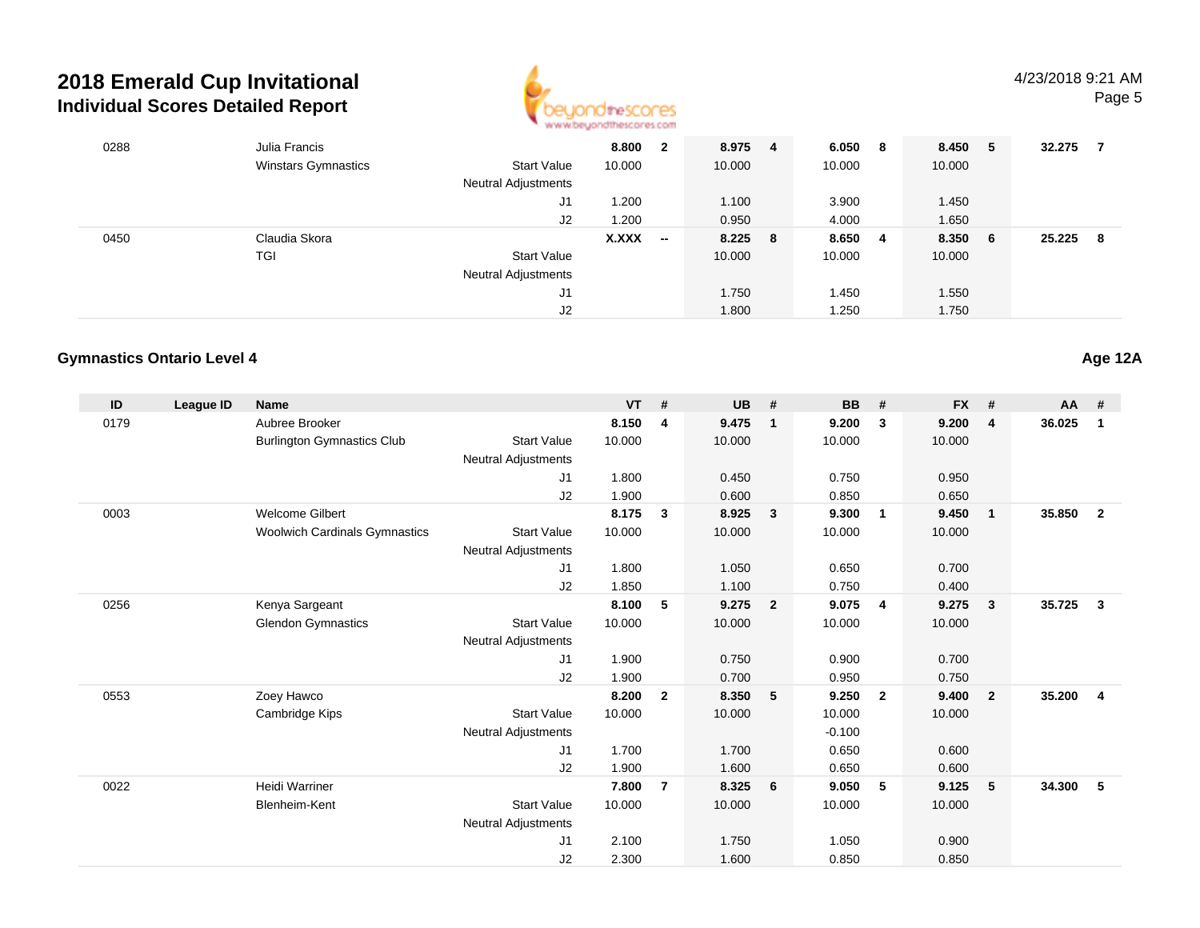# 2018 Emerald Cup Invitational

## Individual Scores Detailed Report

4/23/2018 9:21 AM

| ID | League ID | Name | | VT | # | UB | # | BB | # | FX | # | AA | # |
|---|---|---|---|---|---|---|---|---|---|---|---|---|---|
| 0288 | | Julia Francis | | **8.800** | **2** | **8.975** | **4** | **6.050** | **8** | **8.450** | **5** | **32.275** | **7** |
| | | Winstars Gymnastics | Start Value | 10.000 | | 10.000 | | 10.000 | | 10.000 | | | |
| | | | Neutral Adjustments | | | | | | | | | | |
| | | | J1 | 1.200 | | 1.100 | | 3.900 | | 1.450 | | | |
| | | | J2 | 1.200 | | 0.950 | | 4.000 | | 1.650 | | | |
| 0450 | | Claudia Skora | | **X.XXX** | **--** | **8.225** | **8** | **8.650** | **4** | **8.350** | **6** | **25.225** | **8** |
| | | TGI | Start Value | | | 10.000 | | 10.000 | | 10.000 | | | |
| | | | Neutral Adjustments | | | | | | | | | | |
| | | | J1 | | | 1.750 | | 1.450 | | 1.550 | | | |
| | | | J2 | | | 1.800 | | 1.250 | | 1.750 | | | |

### Gymnastics Ontario Level 4

**Age 12A**

| ID | League ID | Name | | VT | # | UB | # | BB | # | FX | # | AA | # |
|---|---|---|---|---|---|---|---|---|---|---|---|---|---|
| 0179 | | Aubree Brooker | | **8.150** | **4** | **9.475** | **1** | **9.200** | **3** | **9.200** | **4** | **36.025** | **1** |
| | | Burlington Gymnastics Club | Start Value | 10.000 | | 10.000 | | 10.000 | | 10.000 | | | |
| | | | Neutral Adjustments | | | | | | | | | | |
| | | | J1 | 1.800 | | 0.450 | | 0.750 | | 0.950 | | | |
| | | | J2 | 1.900 | | 0.600 | | 0.850 | | 0.650 | | | |
| 0003 | | Welcome Gilbert | | **8.175** | **3** | **8.925** | **3** | **9.300** | **1** | **9.450** | **1** | **35.850** | **2** |
| | | Woolwich Cardinals Gymnastics | Start Value | 10.000 | | 10.000 | | 10.000 | | 10.000 | | | |
| | | | Neutral Adjustments | | | | | | | | | | |
| | | | J1 | 1.800 | | 1.050 | | 0.650 | | 0.700 | | | |
| | | | J2 | 1.850 | | 1.100 | | 0.750 | | 0.400 | | | |
| 0256 | | Kenya Sargeant | | **8.100** | **5** | **9.275** | **2** | **9.075** | **4** | **9.275** | **3** | **35.725** | **3** |
| | | Glendon Gymnastics | Start Value | 10.000 | | 10.000 | | 10.000 | | 10.000 | | | |
| | | | Neutral Adjustments | | | | | | | | | | |
| | | | J1 | 1.900 | | 0.750 | | 0.900 | | 0.700 | | | |
| | | | J2 | 1.900 | | 0.700 | | 0.950 | | 0.750 | | | |
| 0553 | | Zoey Hawco | | **8.200** | **2** | **8.350** | **5** | **9.250** | **2** | **9.400** | **2** | **35.200** | **4** |
| | | Cambridge Kips | Start Value | 10.000 | | 10.000 | | 10.000 | | 10.000 | | | |
| | | | Neutral Adjustments | | | | | -0.100 | | | | | |
| | | | J1 | 1.700 | | 1.700 | | 0.650 | | 0.600 | | | |
| | | | J2 | 1.900 | | 1.600 | | 0.650 | | 0.600 | | | |
| 0022 | | Heidi Warriner | | **7.800** | **7** | **8.325** | **6** | **9.050** | **5** | **9.125** | **5** | **34.300** | **5** |
| | | Blenheim-Kent | Start Value | 10.000 | | 10.000 | | 10.000 | | 10.000 | | | |
| | | | Neutral Adjustments | | | | | | | | | | |
| | | | J1 | 2.100 | | 1.750 | | 1.050 | | 0.900 | | | |
| | | | J2 | 2.300 | | 1.600 | | 0.850 | | 0.850 | | | |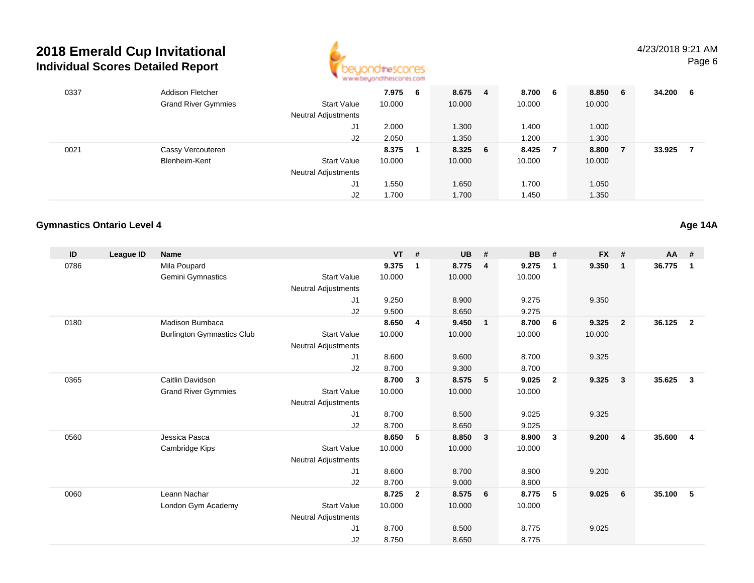# 2018 Emerald Cup Invitational
## Individual Scores Detailed Report

| ID | League ID | Name | | VT | # | UB | # | BB | # | FX | # | AA | # |
|---|---|---|---|---|---|---|---|---|---|---|---|---|---|
| 0337 | | Addison Fletcher | | 7.975 | 6 | 8.675 | 4 | 8.700 | 6 | 8.850 | 6 | 34.200 | 6 |
| | | Grand River Gymmies | Start Value | 10.000 | | 10.000 | | 10.000 | | 10.000 | | | |
| | | | Neutral Adjustments | | | | | | | | | | |
| | | | J1 | 2.000 | | 1.300 | | 1.400 | | 1.000 | | | |
| | | | J2 | 2.050 | | 1.350 | | 1.200 | | 1.300 | | | |
| 0021 | | Cassy Vercouteren | | 8.375 | 1 | 8.325 | 6 | 8.425 | 7 | 8.800 | 7 | 33.925 | 7 |
| | | Blenheim-Kent | Start Value | 10.000 | | 10.000 | | 10.000 | | 10.000 | | | |
| | | | Neutral Adjustments | | | | | | | | | | |
| | | | J1 | 1.550 | | 1.650 | | 1.700 | | 1.050 | | | |
| | | | J2 | 1.700 | | 1.700 | | 1.450 | | 1.350 | | | |

### Gymnastics Ontario Level 4

**Age 14A**

| ID | League ID | Name | | VT | # | UB | # | BB | # | FX | # | AA | # |
|---|---|---|---|---|---|---|---|---|---|---|---|---|---|
| 0786 | | Mila Poupard | | 9.375 | 1 | 8.775 | 4 | 9.275 | 1 | 9.350 | 1 | 36.775 | 1 |
| | | Gemini Gymnastics | Start Value | 10.000 | | 10.000 | | 10.000 | | | | | |
| | | | Neutral Adjustments | | | | | | | | | | |
| | | | J1 | 9.250 | | 8.900 | | 9.275 | | 9.350 | | | |
| | | | J2 | 9.500 | | 8.650 | | 9.275 | | | | | |
| 0180 | | Madison Bumbaca | | 8.650 | 4 | 9.450 | 1 | 8.700 | 6 | 9.325 | 2 | 36.125 | 2 |
| | | Burlington Gymnastics Club | Start Value | 10.000 | | 10.000 | | 10.000 | | 10.000 | | | |
| | | | Neutral Adjustments | | | | | | | | | | |
| | | | J1 | 8.600 | | 9.600 | | 8.700 | | 9.325 | | | |
| | | | J2 | 8.700 | | 9.300 | | 8.700 | | | | | |
| 0365 | | Caitlin Davidson | | 8.700 | 3 | 8.575 | 5 | 9.025 | 2 | 9.325 | 3 | 35.625 | 3 |
| | | Grand River Gymmies | Start Value | 10.000 | | 10.000 | | 10.000 | | | | | |
| | | | Neutral Adjustments | | | | | | | | | | |
| | | | J1 | 8.700 | | 8.500 | | 9.025 | | 9.325 | | | |
| | | | J2 | 8.700 | | 8.650 | | 9.025 | | | | | |
| 0560 | | Jessica Pasca | | 8.650 | 5 | 8.850 | 3 | 8.900 | 3 | 9.200 | 4 | 35.600 | 4 |
| | | Cambridge Kips | Start Value | 10.000 | | 10.000 | | 10.000 | | | | | |
| | | | Neutral Adjustments | | | | | | | | | | |
| | | | J1 | 8.600 | | 8.700 | | 8.900 | | 9.200 | | | |
| | | | J2 | 8.700 | | 9.000 | | 8.900 | | | | | |
| 0060 | | Leann Nachar | | 8.725 | 2 | 8.575 | 6 | 8.775 | 5 | 9.025 | 6 | 35.100 | 5 |
| | | London Gym Academy | Start Value | 10.000 | | 10.000 | | 10.000 | | | | | |
| | | | Neutral Adjustments | | | | | | | | | | |
| | | | J1 | 8.700 | | 8.500 | | 8.775 | | 9.025 | | | |
| | | | J2 | 8.750 | | 8.650 | | 8.775 | | | | | |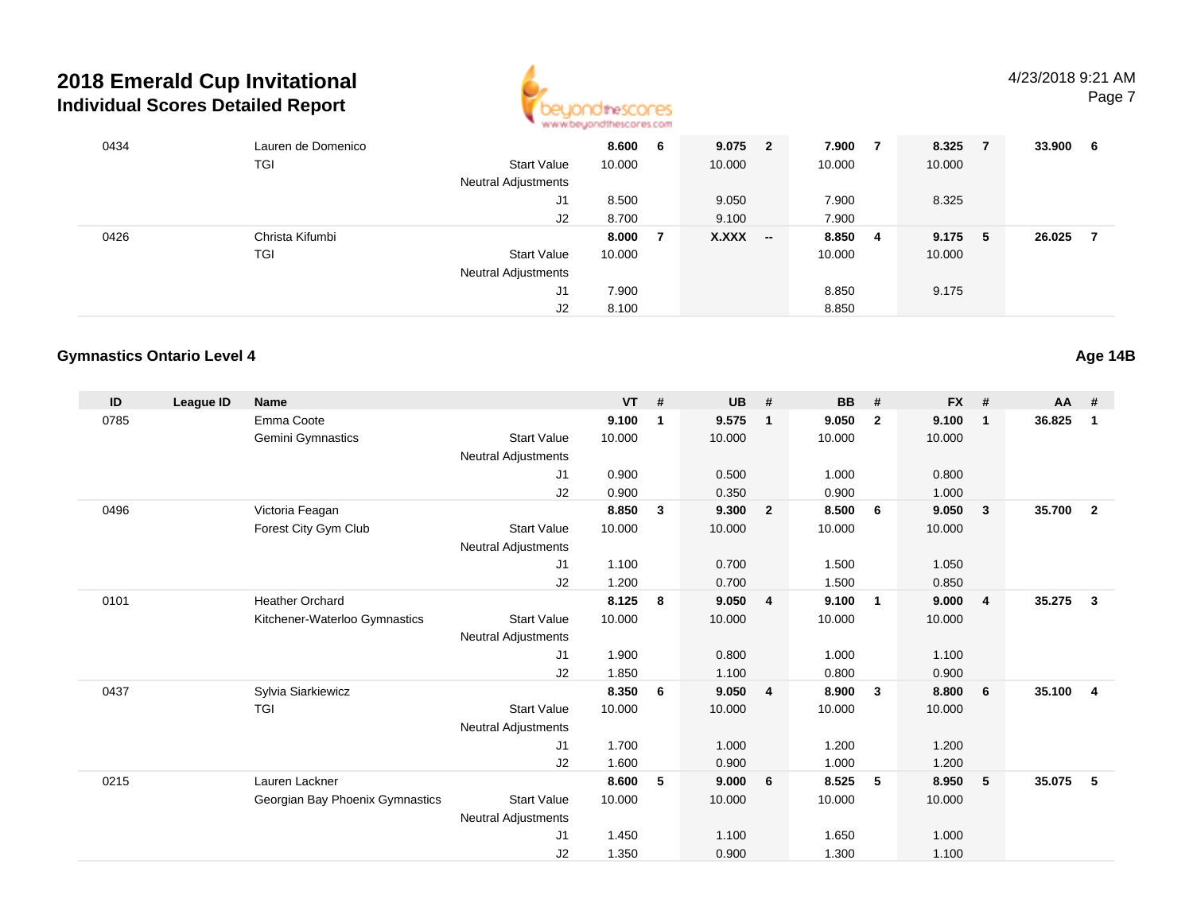# 2018 Emerald Cup Invitational

## Individual Scores Detailed Report

4/23/2018 9:21 AM

| ID | League ID | Name | | VT | # | UB | # | BB | # | FX | # | AA | # |
|---|---|---|---|---|---|---|---|---|---|---|---|---|---|
| 0434 | | Lauren de Domenico | | **8.600** | **6** | **9.075** | **2** | **7.900** | **7** | **8.325** | **7** | **33.900** | **6** |
| | | TGI | Start Value | 10.000 | | 10.000 | | 10.000 | | 10.000 | | | |
| | | | Neutral Adjustments | | | | | | | | | | |
| | | | J1 | 8.500 | | 9.050 | | 7.900 | | 8.325 | | | |
| | | | J2 | 8.700 | | 9.100 | | 7.900 | | | | | |
| 0426 | | Christa Kifumbi | | **8.000** | **7** | **X.XXX** | **--** | **8.850** | **4** | **9.175** | **5** | **26.025** | **7** |
| | | TGI | Start Value | 10.000 | | | | 10.000 | | 10.000 | | | |
| | | | Neutral Adjustments | | | | | | | | | | |
| | | | J1 | 7.900 | | | | 8.850 | | 9.175 | | | |
| | | | J2 | 8.100 | | | | 8.850 | | | | | |

### Gymnastics Ontario Level 4

**Age 14B**

| ID | League ID | Name | | VT | # | UB | # | BB | # | FX | # | AA | # |
|---|---|---|---|---|---|---|---|---|---|---|---|---|---|
| 0785 | | Emma Coote | | **9.100** | **1** | **9.575** | **1** | **9.050** | **2** | **9.100** | **1** | **36.825** | **1** |
| | | Gemini Gymnastics | Start Value | 10.000 | | 10.000 | | 10.000 | | 10.000 | | | |
| | | | Neutral Adjustments | | | | | | | | | | |
| | | | J1 | 0.900 | | 0.500 | | 1.000 | | 0.800 | | | |
| | | | J2 | 0.900 | | 0.350 | | 0.900 | | 1.000 | | | |
| 0496 | | Victoria Feagan | | **8.850** | **3** | **9.300** | **2** | **8.500** | **6** | **9.050** | **3** | **35.700** | **2** |
| | | Forest City Gym Club | Start Value | 10.000 | | 10.000 | | 10.000 | | 10.000 | | | |
| | | | Neutral Adjustments | | | | | | | | | | |
| | | | J1 | 1.100 | | 0.700 | | 1.500 | | 1.050 | | | |
| | | | J2 | 1.200 | | 0.700 | | 1.500 | | 0.850 | | | |
| 0101 | | Heather Orchard | | **8.125** | **8** | **9.050** | **4** | **9.100** | **1** | **9.000** | **4** | **35.275** | **3** |
| | | Kitchener-Waterloo Gymnastics | Start Value | 10.000 | | 10.000 | | 10.000 | | 10.000 | | | |
| | | | Neutral Adjustments | | | | | | | | | | |
| | | | J1 | 1.900 | | 0.800 | | 1.000 | | 1.100 | | | |
| | | | J2 | 1.850 | | 1.100 | | 0.800 | | 0.900 | | | |
| 0437 | | Sylvia Siarkiewicz | | **8.350** | **6** | **9.050** | **4** | **8.900** | **3** | **8.800** | **6** | **35.100** | **4** |
| | | TGI | Start Value | 10.000 | | 10.000 | | 10.000 | | 10.000 | | | |
| | | | Neutral Adjustments | | | | | | | | | | |
| | | | J1 | 1.700 | | 1.000 | | 1.200 | | 1.200 | | | |
| | | | J2 | 1.600 | | 0.900 | | 1.000 | | 1.200 | | | |
| 0215 | | Lauren Lackner | | **8.600** | **5** | **9.000** | **6** | **8.525** | **5** | **8.950** | **5** | **35.075** | **5** |
| | | Georgian Bay Phoenix Gymnastics | Start Value | 10.000 | | 10.000 | | 10.000 | | 10.000 | | | |
| | | | Neutral Adjustments | | | | | | | | | | |
| | | | J1 | 1.450 | | 1.100 | | 1.650 | | 1.000 | | | |
| | | | J2 | 1.350 | | 0.900 | | 1.300 | | 1.100 | | | |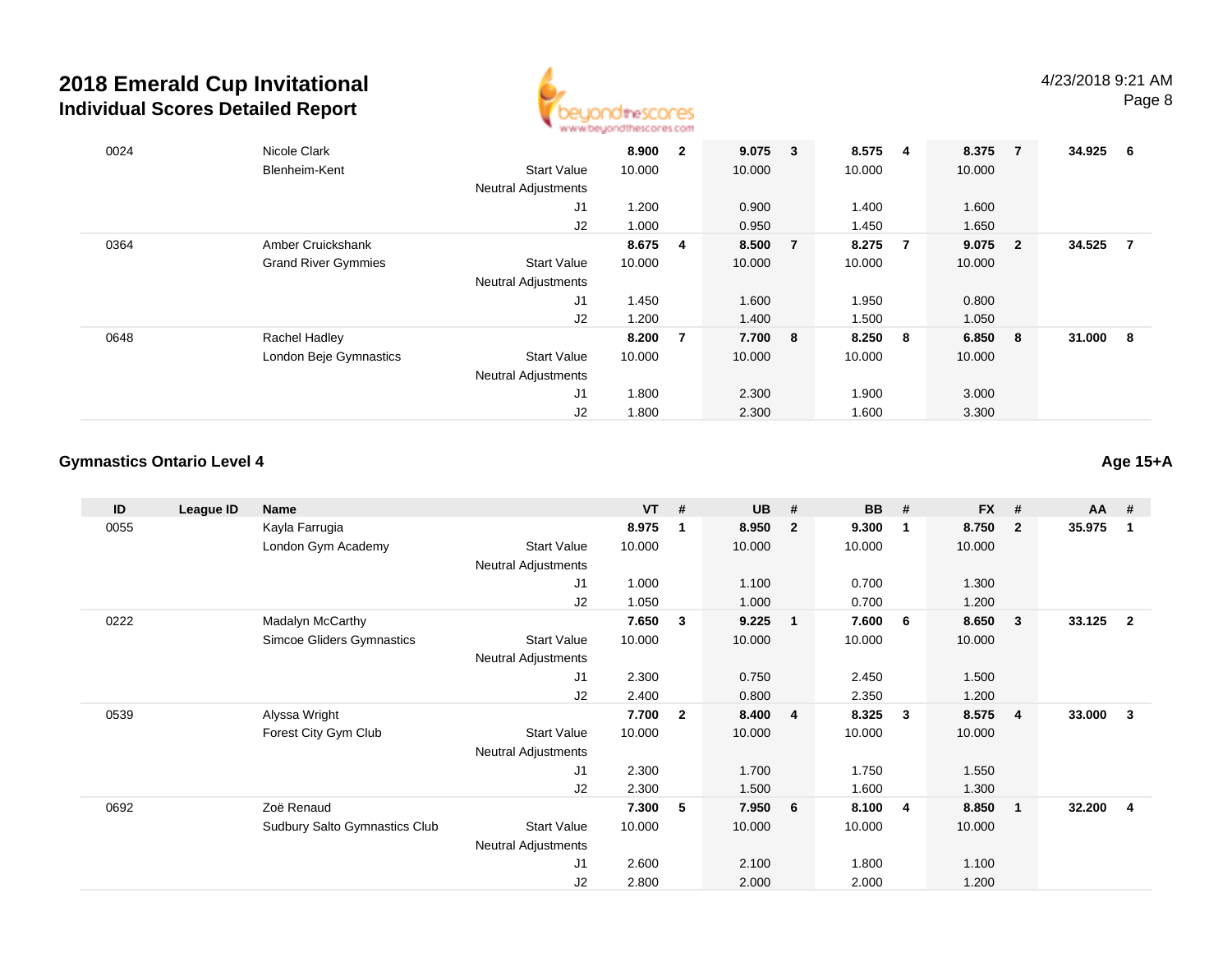# 2018 Emerald Cup Invitational
## Individual Scores Detailed Report

| ID | League ID | Name | | VT | # | UB | # | BB | # | FX | # | AA | # |
|---|---|---|---|---|---|---|---|---|---|---|---|---|---|
| 0024 | | Nicole Clark | | 8.900 | 2 | 9.075 | 3 | 8.575 | 4 | 8.375 | 7 | 34.925 | 6 |
| | | Blenheim-Kent | Start Value | 10.000 | | 10.000 | | 10.000 | | 10.000 | | | |
| | | | Neutral Adjustments | | | | | | | | | | |
| | | | J1 | 1.200 | | 0.900 | | 1.400 | | 1.600 | | | |
| | | | J2 | 1.000 | | 0.950 | | 1.450 | | 1.650 | | | |
| 0364 | | Amber Cruickshank | | 8.675 | 4 | 8.500 | 7 | 8.275 | 7 | 9.075 | 2 | 34.525 | 7 |
| | | Grand River Gymmies | Start Value | 10.000 | | 10.000 | | 10.000 | | 10.000 | | | |
| | | | Neutral Adjustments | | | | | | | | | | |
| | | | J1 | 1.450 | | 1.600 | | 1.950 | | 0.800 | | | |
| | | | J2 | 1.200 | | 1.400 | | 1.500 | | 1.050 | | | |
| 0648 | | Rachel Hadley | | 8.200 | 7 | 7.700 | 8 | 8.250 | 8 | 6.850 | 8 | 31.000 | 8 |
| | | London Beje Gymnastics | Start Value | 10.000 | | 10.000 | | 10.000 | | 10.000 | | | |
| | | | Neutral Adjustments | | | | | | | | | | |
| | | | J1 | 1.800 | | 2.300 | | 1.900 | | 3.000 | | | |
| | | | J2 | 1.800 | | 2.300 | | 1.600 | | 3.300 | | | |

### Gymnastics Ontario Level 4

**Age 15+A**

| ID | League ID | Name | | VT | # | UB | # | BB | # | FX | # | AA | # |
|---|---|---|---|---|---|---|---|---|---|---|---|---|---|
| 0055 | | Kayla Farrugia | | 8.975 | 1 | 8.950 | 2 | 9.300 | 1 | 8.750 | 2 | 35.975 | 1 |
| | | London Gym Academy | Start Value | 10.000 | | 10.000 | | 10.000 | | 10.000 | | | |
| | | | Neutral Adjustments | | | | | | | | | | |
| | | | J1 | 1.000 | | 1.100 | | 0.700 | | 1.300 | | | |
| | | | J2 | 1.050 | | 1.000 | | 0.700 | | 1.200 | | | |
| 0222 | | Madalyn McCarthy | | 7.650 | 3 | 9.225 | 1 | 7.600 | 6 | 8.650 | 3 | 33.125 | 2 |
| | | Simcoe Gliders Gymnastics | Start Value | 10.000 | | 10.000 | | 10.000 | | 10.000 | | | |
| | | | Neutral Adjustments | | | | | | | | | | |
| | | | J1 | 2.300 | | 0.750 | | 2.450 | | 1.500 | | | |
| | | | J2 | 2.400 | | 0.800 | | 2.350 | | 1.200 | | | |
| 0539 | | Alyssa Wright | | 7.700 | 2 | 8.400 | 4 | 8.325 | 3 | 8.575 | 4 | 33.000 | 3 |
| | | Forest City Gym Club | Start Value | 10.000 | | 10.000 | | 10.000 | | 10.000 | | | |
| | | | Neutral Adjustments | | | | | | | | | | |
| | | | J1 | 2.300 | | 1.700 | | 1.750 | | 1.550 | | | |
| | | | J2 | 2.300 | | 1.500 | | 1.600 | | 1.300 | | | |
| 0692 | | Zoë Renaud | | 7.300 | 5 | 7.950 | 6 | 8.100 | 4 | 8.850 | 1 | 32.200 | 4 |
| | | Sudbury Salto Gymnastics Club | Start Value | 10.000 | | 10.000 | | 10.000 | | 10.000 | | | |
| | | | Neutral Adjustments | | | | | | | | | | |
| | | | J1 | 2.600 | | 2.100 | | 1.800 | | 1.100 | | | |
| | | | J2 | 2.800 | | 2.000 | | 2.000 | | 1.200 | | | |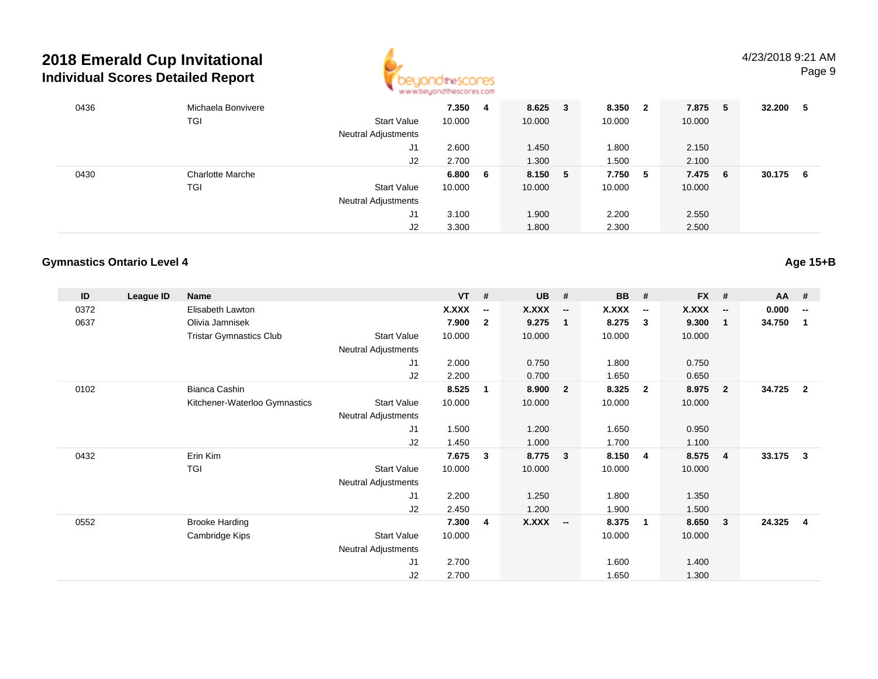# 2018 Emerald Cup Invitational

## Individual Scores Detailed Report

| ID | League ID | Name | | VT | # | UB | # | BB | # | FX | # | AA | # |
|---|---|---|---|---|---|---|---|---|---|---|---|---|---|
| 0436 | | Michaela Bonvivere | | **7.350** | **4** | **8.625** | **3** | **8.350** | **2** | **7.875** | **5** | **32.200** | **5** |
| | | TGI | Start Value | 10.000 | | 10.000 | | 10.000 | | 10.000 | | | |
| | | | Neutral Adjustments | | | | | | | | | | |
| | | | J1 | 2.600 | | 1.450 | | 1.800 | | 2.150 | | | |
| | | | J2 | 2.700 | | 1.300 | | 1.500 | | 2.100 | | | |
| 0430 | | Charlotte Marche | | **6.800** | **6** | **8.150** | **5** | **7.750** | **5** | **7.475** | **6** | **30.175** | **6** |
| | | TGI | Start Value | 10.000 | | 10.000 | | 10.000 | | 10.000 | | | |
| | | | Neutral Adjustments | | | | | | | | | | |
| | | | J1 | 3.100 | | 1.900 | | 2.200 | | 2.550 | | | |
| | | | J2 | 3.300 | | 1.800 | | 2.300 | | 2.500 | | | |

### Gymnastics Ontario Level 4

**Age 15+B**

| ID | League ID | Name | | VT | # | UB | # | BB | # | FX | # | AA | # |
|---|---|---|---|---|---|---|---|---|---|---|---|---|---|
| 0372 | | Elisabeth Lawton | | **X.XXX** | **--** | **X.XXX** | **--** | **X.XXX** | **--** | **X.XXX** | **--** | **0.000** | **--** |
| 0637 | | Olivia Jamnisek | | **7.900** | **2** | **9.275** | **1** | **8.275** | **3** | **9.300** | **1** | **34.750** | **1** |
| | | Tristar Gymnastics Club | Start Value | 10.000 | | 10.000 | | 10.000 | | 10.000 | | | |
| | | | Neutral Adjustments | | | | | | | | | | |
| | | | J1 | 2.000 | | 0.750 | | 1.800 | | 0.750 | | | |
| | | | J2 | 2.200 | | 0.700 | | 1.650 | | 0.650 | | | |
| 0102 | | Bianca Cashin | | **8.525** | **1** | **8.900** | **2** | **8.325** | **2** | **8.975** | **2** | **34.725** | **2** |
| | | Kitchener-Waterloo Gymnastics | Start Value | 10.000 | | 10.000 | | 10.000 | | 10.000 | | | |
| | | | Neutral Adjustments | | | | | | | | | | |
| | | | J1 | 1.500 | | 1.200 | | 1.650 | | 0.950 | | | |
| | | | J2 | 1.450 | | 1.000 | | 1.700 | | 1.100 | | | |
| 0432 | | Erin Kim | | **7.675** | **3** | **8.775** | **3** | **8.150** | **4** | **8.575** | **4** | **33.175** | **3** |
| | | TGI | Start Value | 10.000 | | 10.000 | | 10.000 | | 10.000 | | | |
| | | | Neutral Adjustments | | | | | | | | | | |
| | | | J1 | 2.200 | | 1.250 | | 1.800 | | 1.350 | | | |
| | | | J2 | 2.450 | | 1.200 | | 1.900 | | 1.500 | | | |
| 0552 | | Brooke Harding | | **7.300** | **4** | **X.XXX** | **--** | **8.375** | **1** | **8.650** | **3** | **24.325** | **4** |
| | | Cambridge Kips | Start Value | 10.000 | | | | 10.000 | | 10.000 | | | |
| | | | Neutral Adjustments | | | | | | | | | | |
| | | | J1 | 2.700 | | | | 1.600 | | 1.400 | | | |
| | | | J2 | 2.700 | | | | 1.650 | | 1.300 | | | |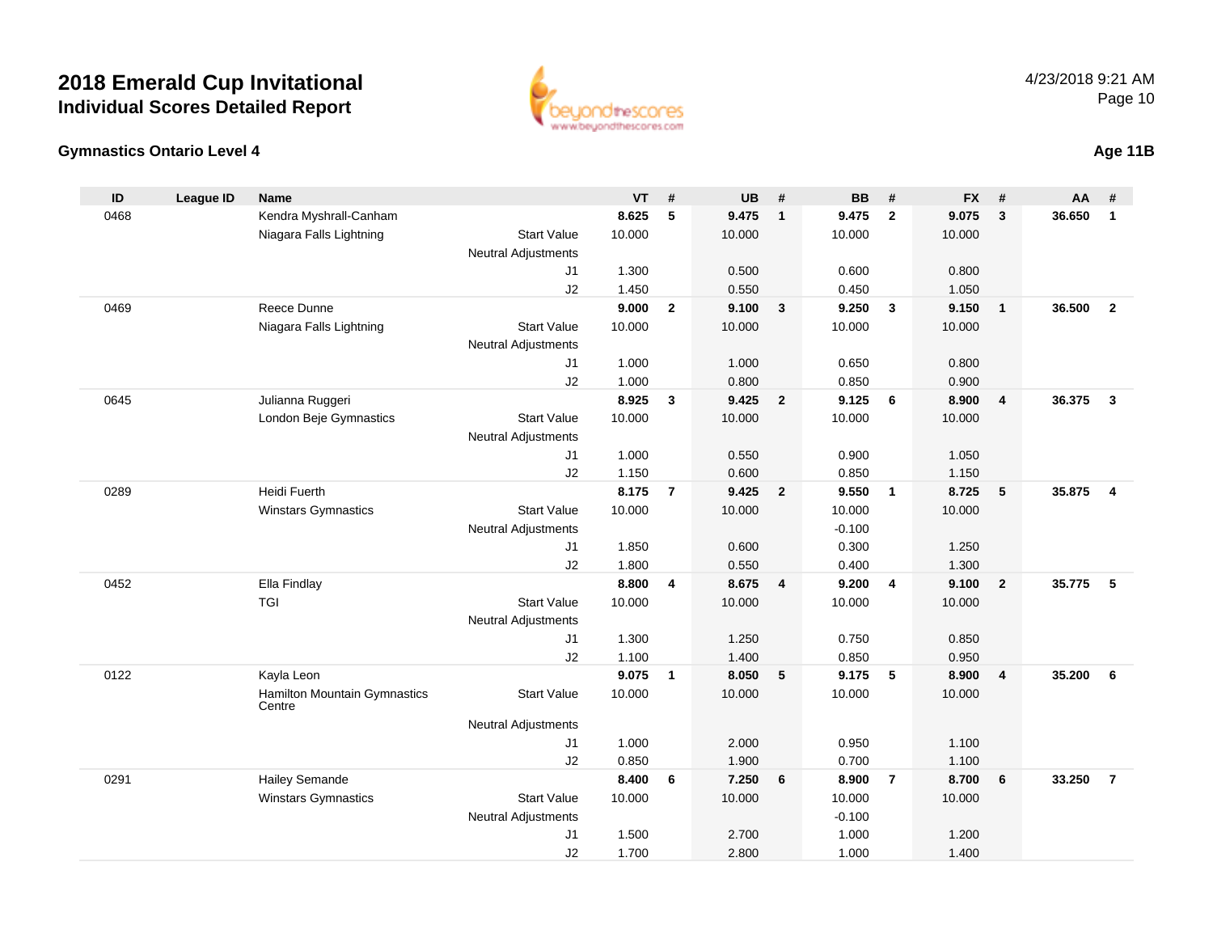# 2018 Emerald Cup Invitational

## Individual Scores Detailed Report

### Gymnastics Ontario Level 4

**Age 11B**

| ID | League ID | Name | | VT | # | UB | # | BB | # | FX | # | AA | # |
|---|---|---|---|---|---|---|---|---|---|---|---|---|---|
| 0468 | | Kendra Myshrall-Canham | | **8.625** | **5** | **9.475** | **1** | **9.475** | **2** | **9.075** | **3** | **36.650** | **1** |
| | | Niagara Falls Lightning | Start Value | 10.000 | | 10.000 | | 10.000 | | 10.000 | | | |
| | | | Neutral Adjustments | | | | | | | | | | |
| | | | J1 | 1.300 | | 0.500 | | 0.600 | | 0.800 | | | |
| | | | J2 | 1.450 | | 0.550 | | 0.450 | | 1.050 | | | |
| 0469 | | Reece Dunne | | **9.000** | **2** | **9.100** | **3** | **9.250** | **3** | **9.150** | **1** | **36.500** | **2** |
| | | Niagara Falls Lightning | Start Value | 10.000 | | 10.000 | | 10.000 | | 10.000 | | | |
| | | | Neutral Adjustments | | | | | | | | | | |
| | | | J1 | 1.000 | | 1.000 | | 0.650 | | 0.800 | | | |
| | | | J2 | 1.000 | | 0.800 | | 0.850 | | 0.900 | | | |
| 0645 | | Julianna Ruggeri | | **8.925** | **3** | **9.425** | **2** | **9.125** | **6** | **8.900** | **4** | **36.375** | **3** |
| | | London Beje Gymnastics | Start Value | 10.000 | | 10.000 | | 10.000 | | 10.000 | | | |
| | | | Neutral Adjustments | | | | | | | | | | |
| | | | J1 | 1.000 | | 0.550 | | 0.900 | | 1.050 | | | |
| | | | J2 | 1.150 | | 0.600 | | 0.850 | | 1.150 | | | |
| 0289 | | Heidi Fuerth | | **8.175** | **7** | **9.425** | **2** | **9.550** | **1** | **8.725** | **5** | **35.875** | **4** |
| | | Winstars Gymnastics | Start Value | 10.000 | | 10.000 | | 10.000 | | 10.000 | | | |
| | | | Neutral Adjustments | | | | | -0.100 | | | | | |
| | | | J1 | 1.850 | | 0.600 | | 0.300 | | 1.250 | | | |
| | | | J2 | 1.800 | | 0.550 | | 0.400 | | 1.300 | | | |
| 0452 | | Ella Findlay | | **8.800** | **4** | **8.675** | **4** | **9.200** | **4** | **9.100** | **2** | **35.775** | **5** |
| | | TGI | Start Value | 10.000 | | 10.000 | | 10.000 | | 10.000 | | | |
| | | | Neutral Adjustments | | | | | | | | | | |
| | | | J1 | 1.300 | | 1.250 | | 0.750 | | 0.850 | | | |
| | | | J2 | 1.100 | | 1.400 | | 0.850 | | 0.950 | | | |
| 0122 | | Kayla Leon | | **9.075** | **1** | **8.050** | **5** | **9.175** | **5** | **8.900** | **4** | **35.200** | **6** |
| | | Hamilton Mountain Gymnastics Centre | Start Value | 10.000 | | 10.000 | | 10.000 | | 10.000 | | | |
| | | | Neutral Adjustments | | | | | | | | | | |
| | | | J1 | 1.000 | | 2.000 | | 0.950 | | 1.100 | | | |
| | | | J2 | 0.850 | | 1.900 | | 0.700 | | 1.100 | | | |
| 0291 | | Hailey Semande | | **8.400** | **6** | **7.250** | **6** | **8.900** | **7** | **8.700** | **6** | **33.250** | **7** |
| | | Winstars Gymnastics | Start Value | 10.000 | | 10.000 | | 10.000 | | 10.000 | | | |
| | | | Neutral Adjustments | | | | | -0.100 | | | | | |
| | | | J1 | 1.500 | | 2.700 | | 1.000 | | 1.200 | | | |
| | | | J2 | 1.700 | | 2.800 | | 1.000 | | 1.400 | | | |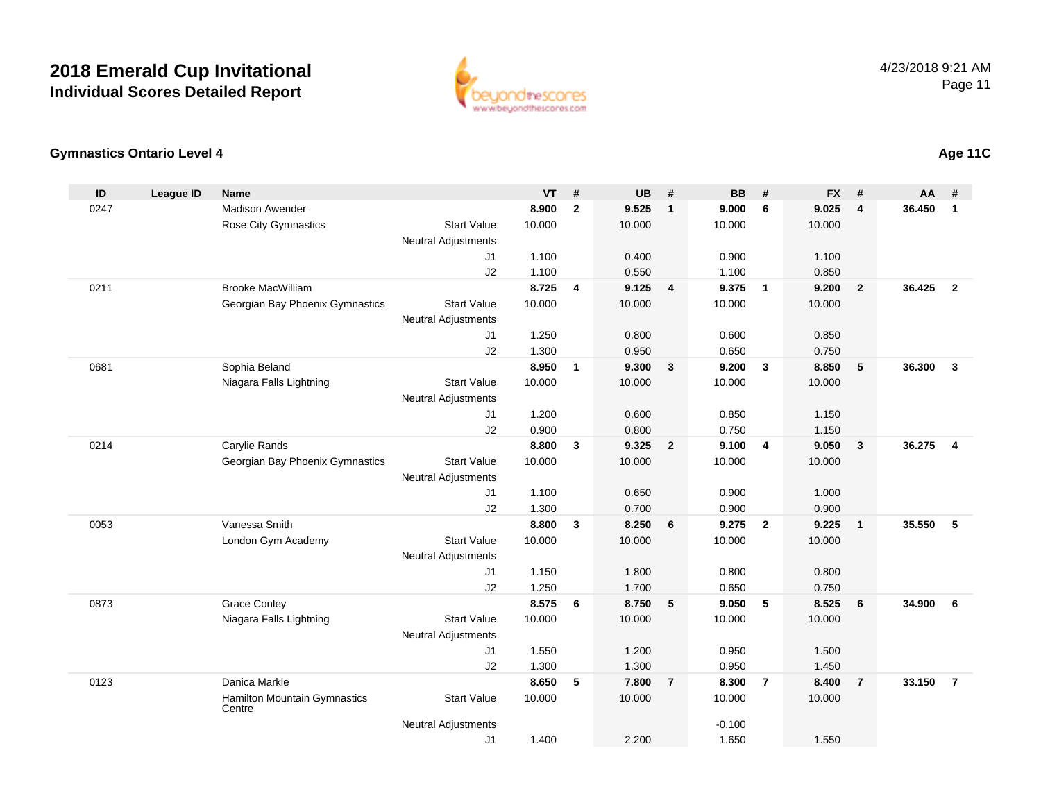# 2018 Emerald Cup Invitational

## Individual Scores Detailed Report

4/23/2018 9:21 AM

### Gymnastics Ontario Level 4

**Age 11C**

| ID | League ID | Name | | VT | # | UB | # | BB | # | FX | # | AA | # |
|---|---|---|---|---|---|---|---|---|---|---|---|---|---|
| 0247 | | Madison Awender | | **8.900** | **2** | **9.525** | **1** | **9.000** | **6** | **9.025** | **4** | **36.450** | **1** |
| | | Rose City Gymnastics | Start Value | 10.000 | | 10.000 | | 10.000 | | 10.000 | | | |
| | | | Neutral Adjustments | | | | | | | | | | |
| | | | J1 | 1.100 | | 0.400 | | 0.900 | | 1.100 | | | |
| | | | J2 | 1.100 | | 0.550 | | 1.100 | | 0.850 | | | |
| 0211 | | Brooke MacWilliam | | **8.725** | **4** | **9.125** | **4** | **9.375** | **1** | **9.200** | **2** | **36.425** | **2** |
| | | Georgian Bay Phoenix Gymnastics | Start Value | 10.000 | | 10.000 | | 10.000 | | 10.000 | | | |
| | | | Neutral Adjustments | | | | | | | | | | |
| | | | J1 | 1.250 | | 0.800 | | 0.600 | | 0.850 | | | |
| | | | J2 | 1.300 | | 0.950 | | 0.650 | | 0.750 | | | |
| 0681 | | Sophia Beland | | **8.950** | **1** | **9.300** | **3** | **9.200** | **3** | **8.850** | **5** | **36.300** | **3** |
| | | Niagara Falls Lightning | Start Value | 10.000 | | 10.000 | | 10.000 | | 10.000 | | | |
| | | | Neutral Adjustments | | | | | | | | | | |
| | | | J1 | 1.200 | | 0.600 | | 0.850 | | 1.150 | | | |
| | | | J2 | 0.900 | | 0.800 | | 0.750 | | 1.150 | | | |
| 0214 | | Carylie Rands | | **8.800** | **3** | **9.325** | **2** | **9.100** | **4** | **9.050** | **3** | **36.275** | **4** |
| | | Georgian Bay Phoenix Gymnastics | Start Value | 10.000 | | 10.000 | | 10.000 | | 10.000 | | | |
| | | | Neutral Adjustments | | | | | | | | | | |
| | | | J1 | 1.100 | | 0.650 | | 0.900 | | 1.000 | | | |
| | | | J2 | 1.300 | | 0.700 | | 0.900 | | 0.900 | | | |
| 0053 | | Vanessa Smith | | **8.800** | **3** | **8.250** | **6** | **9.275** | **2** | **9.225** | **1** | **35.550** | **5** |
| | | London Gym Academy | Start Value | 10.000 | | 10.000 | | 10.000 | | 10.000 | | | |
| | | | Neutral Adjustments | | | | | | | | | | |
| | | | J1 | 1.150 | | 1.800 | | 0.800 | | 0.800 | | | |
| | | | J2 | 1.250 | | 1.700 | | 0.650 | | 0.750 | | | |
| 0873 | | Grace Conley | | **8.575** | **6** | **8.750** | **5** | **9.050** | **5** | **8.525** | **6** | **34.900** | **6** |
| | | Niagara Falls Lightning | Start Value | 10.000 | | 10.000 | | 10.000 | | 10.000 | | | |
| | | | Neutral Adjustments | | | | | | | | | | |
| | | | J1 | 1.550 | | 1.200 | | 0.950 | | 1.500 | | | |
| | | | J2 | 1.300 | | 1.300 | | 0.950 | | 1.450 | | | |
| 0123 | | Danica Markle | | **8.650** | **5** | **7.800** | **7** | **8.300** | **7** | **8.400** | **7** | **33.150** | **7** |
| | | Hamilton Mountain Gymnastics Centre | Start Value | 10.000 | | 10.000 | | 10.000 | | 10.000 | | | |
| | | | Neutral Adjustments | | | | | -0.100 | | | | | |
| | | | J1 | 1.400 | | 2.200 | | 1.650 | | 1.550 | | | |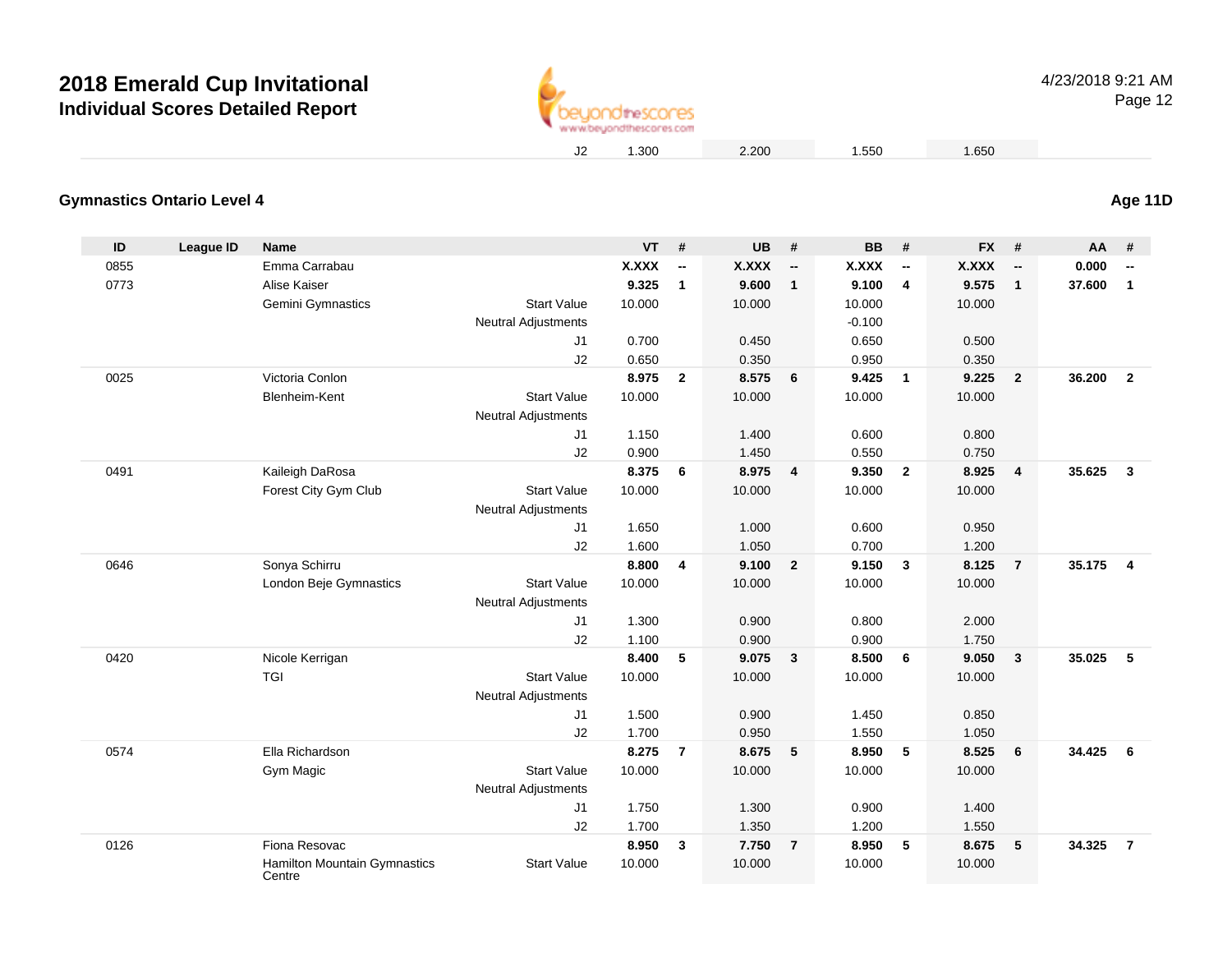# 2018 Emerald Cup Invitational

## Individual Scores Detailed Report

| | | | | | | | | | | | | |
|---|---|---|---|---|---|---|---|---|---|---|---|---|
| | | | J2 | 1.300 | | 2.200 | | 1.550 | | 1.650 | | | |

### Gymnastics Ontario Level 4

**Age 11D**

| ID | League ID | Name | | VT | # | UB | # | BB | # | FX | # | AA | # |
|---|---|---|---|---|---|---|---|---|---|---|---|---|---|
| 0855 | | Emma Carrabau | | **X.XXX** | **--** | **X.XXX** | **--** | **X.XXX** | **--** | **X.XXX** | **--** | **0.000** | **--** |
| 0773 | | Alise Kaiser | | **9.325** | **1** | **9.600** | **1** | **9.100** | **4** | **9.575** | **1** | **37.600** | **1** |
| | | Gemini Gymnastics | Start Value | 10.000 | | 10.000 | | 10.000 | | 10.000 | | | |
| | | | Neutral Adjustments | | | | | -0.100 | | | | | |
| | | | J1 | 0.700 | | 0.450 | | 0.650 | | 0.500 | | | |
| | | | J2 | 0.650 | | 0.350 | | 0.950 | | 0.350 | | | |
| 0025 | | Victoria Conlon | | **8.975** | **2** | **8.575** | **6** | **9.425** | **1** | **9.225** | **2** | **36.200** | **2** |
| | | Blenheim-Kent | Start Value | 10.000 | | 10.000 | | 10.000 | | 10.000 | | | |
| | | | Neutral Adjustments | | | | | | | | | | |
| | | | J1 | 1.150 | | 1.400 | | 0.600 | | 0.800 | | | |
| | | | J2 | 0.900 | | 1.450 | | 0.550 | | 0.750 | | | |
| 0491 | | Kaileigh DaRosa | | **8.375** | **6** | **8.975** | **4** | **9.350** | **2** | **8.925** | **4** | **35.625** | **3** |
| | | Forest City Gym Club | Start Value | 10.000 | | 10.000 | | 10.000 | | 10.000 | | | |
| | | | Neutral Adjustments | | | | | | | | | | |
| | | | J1 | 1.650 | | 1.000 | | 0.600 | | 0.950 | | | |
| | | | J2 | 1.600 | | 1.050 | | 0.700 | | 1.200 | | | |
| 0646 | | Sonya Schirru | | **8.800** | **4** | **9.100** | **2** | **9.150** | **3** | **8.125** | **7** | **35.175** | **4** |
| | | London Beje Gymnastics | Start Value | 10.000 | | 10.000 | | 10.000 | | 10.000 | | | |
| | | | Neutral Adjustments | | | | | | | | | | |
| | | | J1 | 1.300 | | 0.900 | | 0.800 | | 2.000 | | | |
| | | | J2 | 1.100 | | 0.900 | | 0.900 | | 1.750 | | | |
| 0420 | | Nicole Kerrigan | | **8.400** | **5** | **9.075** | **3** | **8.500** | **6** | **9.050** | **3** | **35.025** | **5** |
| | | TGI | Start Value | 10.000 | | 10.000 | | 10.000 | | 10.000 | | | |
| | | | Neutral Adjustments | | | | | | | | | | |
| | | | J1 | 1.500 | | 0.900 | | 1.450 | | 0.850 | | | |
| | | | J2 | 1.700 | | 0.950 | | 1.550 | | 1.050 | | | |
| 0574 | | Ella Richardson | | **8.275** | **7** | **8.675** | **5** | **8.950** | **5** | **8.525** | **6** | **34.425** | **6** |
| | | Gym Magic | Start Value | 10.000 | | 10.000 | | 10.000 | | 10.000 | | | |
| | | | Neutral Adjustments | | | | | | | | | | |
| | | | J1 | 1.750 | | 1.300 | | 0.900 | | 1.400 | | | |
| | | | J2 | 1.700 | | 1.350 | | 1.200 | | 1.550 | | | |
| 0126 | | Fiona Resovac | | **8.950** | **3** | **7.750** | **7** | **8.950** | **5** | **8.675** | **5** | **34.325** | **7** |
| | | Hamilton Mountain Gymnastics Centre | Start Value | 10.000 | | 10.000 | | 10.000 | | 10.000 | | | |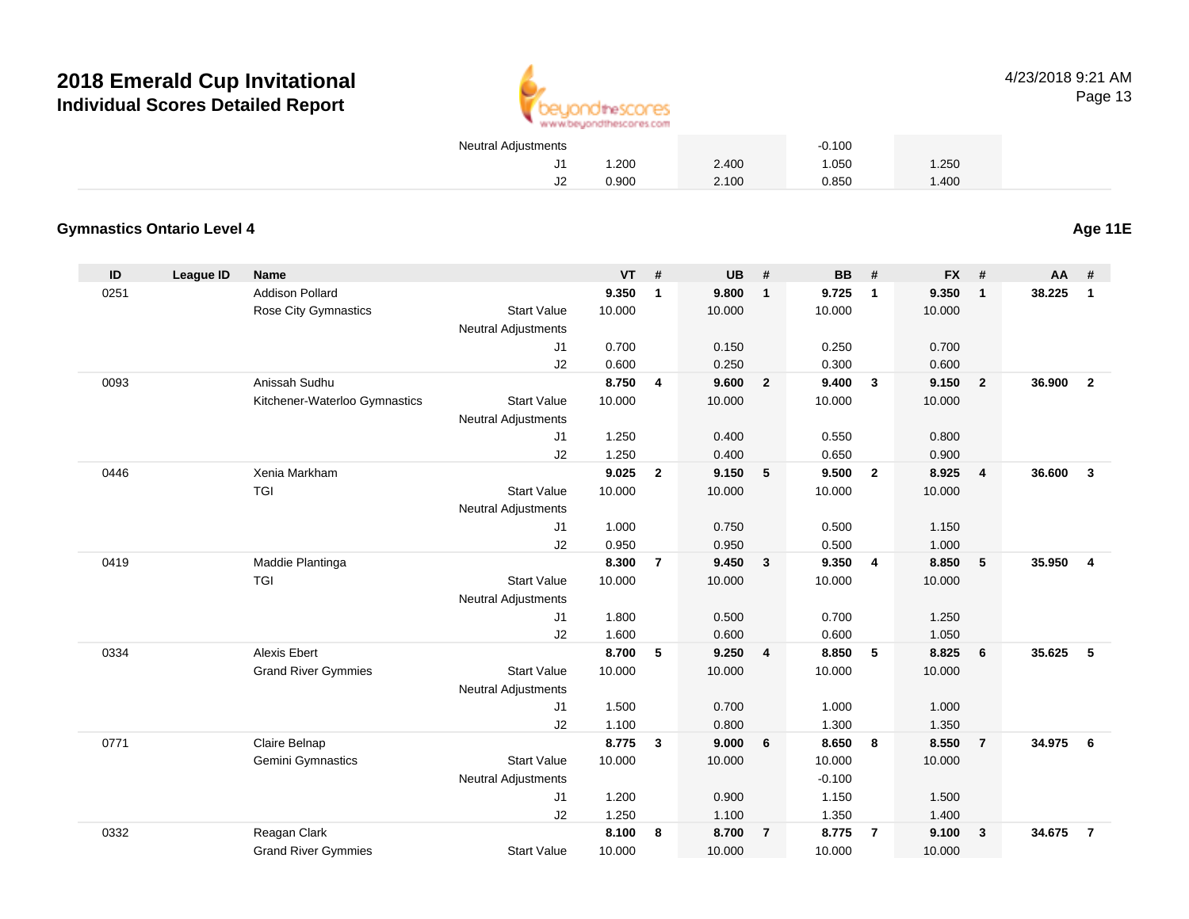# 2018 Emerald Cup Invitational

## Individual Scores Detailed Report

| | | | | VT | # | UB | # | BB | # | FX | # | AA | # |
|---|---|---|---|---|---|---|---|---|---|---|---|---|---|
| | | | Neutral Adjustments | | | | | -0.100 | | | | | |
| | | | J1 | 1.200 | | 2.400 | | 1.050 | | 1.250 | | | |
| | | | J2 | 0.900 | | 2.100 | | 0.850 | | 1.400 | | | |

### Gymnastics Ontario Level 4

**Age 11E**

| ID | League ID | Name | | VT | # | UB | # | BB | # | FX | # | AA | # |
|---|---|---|---|---|---|---|---|---|---|---|---|---|---|
| 0251 | | Addison Pollard | | **9.350** | **1** | **9.800** | **1** | **9.725** | **1** | **9.350** | **1** | **38.225** | **1** |
| | | Rose City Gymnastics | Start Value | 10.000 | | 10.000 | | 10.000 | | 10.000 | | | |
| | | | Neutral Adjustments | | | | | | | | | | |
| | | | J1 | 0.700 | | 0.150 | | 0.250 | | 0.700 | | | |
| | | | J2 | 0.600 | | 0.250 | | 0.300 | | 0.600 | | | |
| 0093 | | Anissah Sudhu | | **8.750** | **4** | **9.600** | **2** | **9.400** | **3** | **9.150** | **2** | **36.900** | **2** |
| | | Kitchener-Waterloo Gymnastics | Start Value | 10.000 | | 10.000 | | 10.000 | | 10.000 | | | |
| | | | Neutral Adjustments | | | | | | | | | | |
| | | | J1 | 1.250 | | 0.400 | | 0.550 | | 0.800 | | | |
| | | | J2 | 1.250 | | 0.400 | | 0.650 | | 0.900 | | | |
| 0446 | | Xenia Markham | | **9.025** | **2** | **9.150** | **5** | **9.500** | **2** | **8.925** | **4** | **36.600** | **3** |
| | | TGI | Start Value | 10.000 | | 10.000 | | 10.000 | | 10.000 | | | |
| | | | Neutral Adjustments | | | | | | | | | | |
| | | | J1 | 1.000 | | 0.750 | | 0.500 | | 1.150 | | | |
| | | | J2 | 0.950 | | 0.950 | | 0.500 | | 1.000 | | | |
| 0419 | | Maddie Plantinga | | **8.300** | **7** | **9.450** | **3** | **9.350** | **4** | **8.850** | **5** | **35.950** | **4** |
| | | TGI | Start Value | 10.000 | | 10.000 | | 10.000 | | 10.000 | | | |
| | | | Neutral Adjustments | | | | | | | | | | |
| | | | J1 | 1.800 | | 0.500 | | 0.700 | | 1.250 | | | |
| | | | J2 | 1.600 | | 0.600 | | 0.600 | | 1.050 | | | |
| 0334 | | Alexis Ebert | | **8.700** | **5** | **9.250** | **4** | **8.850** | **5** | **8.825** | **6** | **35.625** | **5** |
| | | Grand River Gymmies | Start Value | 10.000 | | 10.000 | | 10.000 | | 10.000 | | | |
| | | | Neutral Adjustments | | | | | | | | | | |
| | | | J1 | 1.500 | | 0.700 | | 1.000 | | 1.000 | | | |
| | | | J2 | 1.100 | | 0.800 | | 1.300 | | 1.350 | | | |
| 0771 | | Claire Belnap | | **8.775** | **3** | **9.000** | **6** | **8.650** | **8** | **8.550** | **7** | **34.975** | **6** |
| | | Gemini Gymnastics | Start Value | 10.000 | | 10.000 | | 10.000 | | 10.000 | | | |
| | | | Neutral Adjustments | | | | | -0.100 | | | | | |
| | | | J1 | 1.200 | | 0.900 | | 1.150 | | 1.500 | | | |
| | | | J2 | 1.250 | | 1.100 | | 1.350 | | 1.400 | | | |
| 0332 | | Reagan Clark | | **8.100** | **8** | **8.700** | **7** | **8.775** | **7** | **9.100** | **3** | **34.675** | **7** |
| | | Grand River Gymmies | Start Value | 10.000 | | 10.000 | | 10.000 | | 10.000 | | | |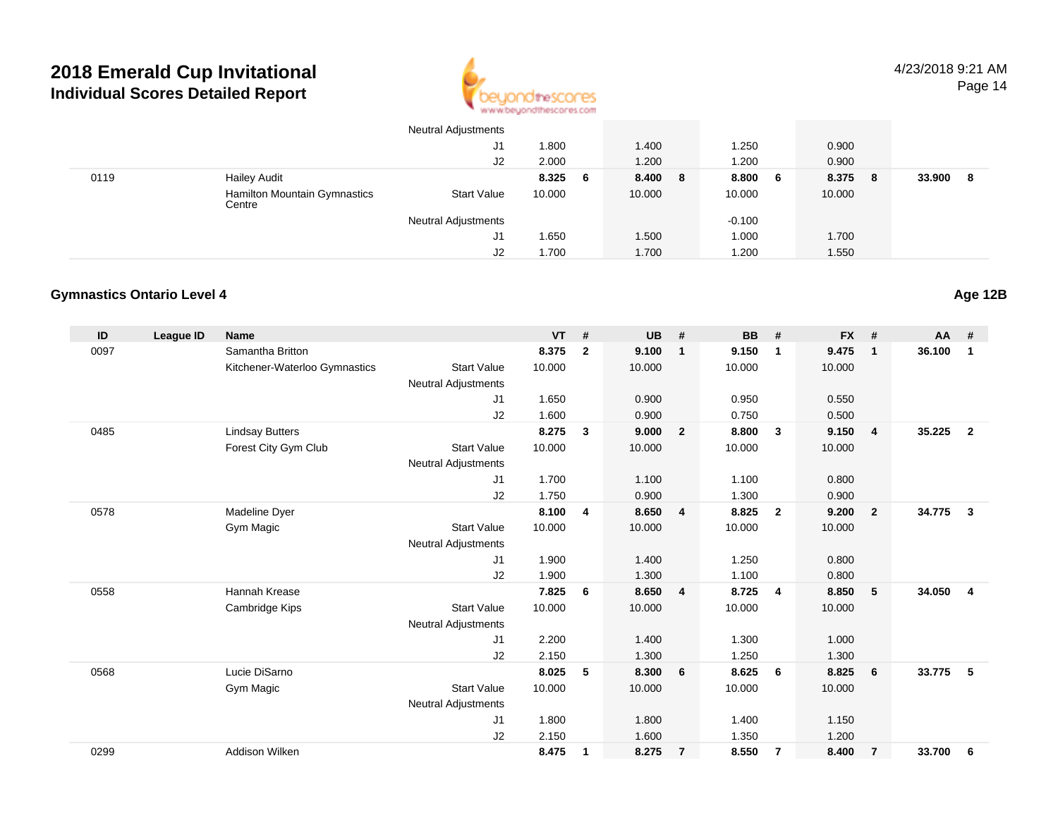| ID | League ID | Name | | VT | # | UB | # | BB | # | FX | # | AA | # |
|---|---|---|---|---|---|---|---|---|---|---|---|---|---|
| | | | Neutral Adjustments | | | | | | | | | | |
| | | | J1 | 1.800 | | 1.400 | | 1.250 | | 0.900 | | | |
| | | | J2 | 2.000 | | 1.200 | | 1.200 | | 0.900 | | | |
| 0119 | | Hailey Audit | | 8.325 | 6 | 8.400 | 8 | 8.800 | 6 | 8.375 | 8 | 33.900 | 8 |
| | | Hamilton Mountain Gymnastics Centre | Start Value | 10.000 | | 10.000 | | 10.000 | | 10.000 | | | |
| | | | Neutral Adjustments | | | | | -0.100 | | | | | |
| | | | J1 | 1.650 | | 1.500 | | 1.000 | | 1.700 | | | |
| | | | J2 | 1.700 | | 1.700 | | 1.200 | | 1.550 | | | |

**Gymnastics Ontario Level 4**

**Age 12B**

| ID | League ID | Name | | VT | # | UB | # | BB | # | FX | # | AA | # |
|---|---|---|---|---|---|---|---|---|---|---|---|---|---|
| 0097 | | Samantha Britton | | 8.375 | 2 | 9.100 | 1 | 9.150 | 1 | 9.475 | 1 | 36.100 | 1 |
| | | Kitchener-Waterloo Gymnastics | Start Value | 10.000 | | 10.000 | | 10.000 | | 10.000 | | | |
| | | | Neutral Adjustments | | | | | | | | | | |
| | | | J1 | 1.650 | | 0.900 | | 0.950 | | 0.550 | | | |
| | | | J2 | 1.600 | | 0.900 | | 0.750 | | 0.500 | | | |
| 0485 | | Lindsay Butters | | 8.275 | 3 | 9.000 | 2 | 8.800 | 3 | 9.150 | 4 | 35.225 | 2 |
| | | Forest City Gym Club | Start Value | 10.000 | | 10.000 | | 10.000 | | 10.000 | | | |
| | | | Neutral Adjustments | | | | | | | | | | |
| | | | J1 | 1.700 | | 1.100 | | 1.100 | | 0.800 | | | |
| | | | J2 | 1.750 | | 0.900 | | 1.300 | | 0.900 | | | |
| 0578 | | Madeline Dyer | | 8.100 | 4 | 8.650 | 4 | 8.825 | 2 | 9.200 | 2 | 34.775 | 3 |
| | | Gym Magic | Start Value | 10.000 | | 10.000 | | 10.000 | | 10.000 | | | |
| | | | Neutral Adjustments | | | | | | | | | | |
| | | | J1 | 1.900 | | 1.400 | | 1.250 | | 0.800 | | | |
| | | | J2 | 1.900 | | 1.300 | | 1.100 | | 0.800 | | | |
| 0558 | | Hannah Krease | | 7.825 | 6 | 8.650 | 4 | 8.725 | 4 | 8.850 | 5 | 34.050 | 4 |
| | | Cambridge Kips | Start Value | 10.000 | | 10.000 | | 10.000 | | 10.000 | | | |
| | | | Neutral Adjustments | | | | | | | | | | |
| | | | J1 | 2.200 | | 1.400 | | 1.300 | | 1.000 | | | |
| | | | J2 | 2.150 | | 1.300 | | 1.250 | | 1.300 | | | |
| 0568 | | Lucie DiSarno | | 8.025 | 5 | 8.300 | 6 | 8.625 | 6 | 8.825 | 6 | 33.775 | 5 |
| | | Gym Magic | Start Value | 10.000 | | 10.000 | | 10.000 | | 10.000 | | | |
| | | | Neutral Adjustments | | | | | | | | | | |
| | | | J1 | 1.800 | | 1.800 | | 1.400 | | 1.150 | | | |
| | | | J2 | 2.150 | | 1.600 | | 1.350 | | 1.200 | | | |
| 0299 | | Addison Wilken | | 8.475 | 1 | 8.275 | 7 | 8.550 | 7 | 8.400 | 7 | 33.700 | 6 |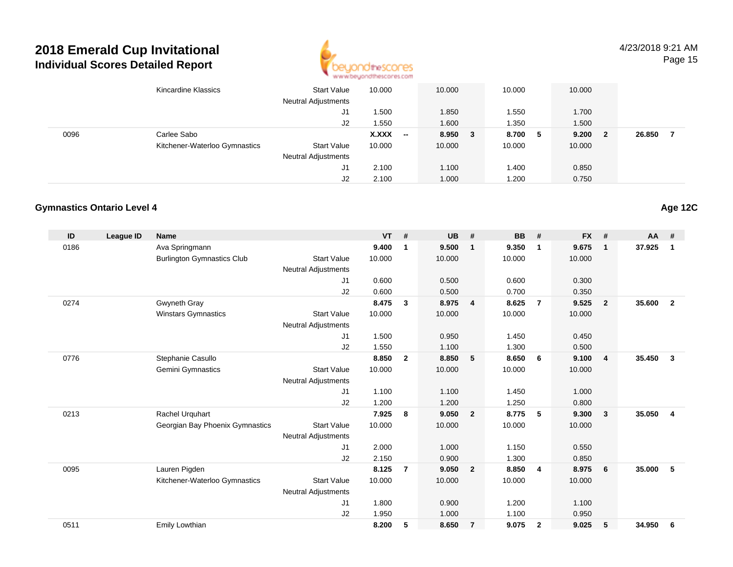# 2018 Emerald Cup Invitational
## Individual Scores Detailed Report

4/23/2018 9:21 AM

| ID | League ID | Name | | VT | # | UB | # | BB | # | FX | # | AA | # |
|---|---|---|---|---|---|---|---|---|---|---|---|---|---|
| | | Kincardine Klassics | Start Value | 10.000 | | 10.000 | | 10.000 | | 10.000 | | | |
| | | | Neutral Adjustments | | | | | | | | | | |
| | | | J1 | 1.500 | | 1.850 | | 1.550 | | 1.700 | | | |
| | | | J2 | 1.550 | | 1.600 | | 1.350 | | 1.500 | | | |
| 0096 | | Carlee Sabo | | **X.XXX** | **--** | **8.950** | **3** | **8.700** | **5** | **9.200** | **2** | **26.850** | **7** |
| | | Kitchener-Waterloo Gymnastics | Start Value | 10.000 | | 10.000 | | 10.000 | | 10.000 | | | |
| | | | Neutral Adjustments | | | | | | | | | | |
| | | | J1 | 2.100 | | 1.100 | | 1.400 | | 0.850 | | | |
| | | | J2 | 2.100 | | 1.000 | | 1.200 | | 0.750 | | | |

### Gymnastics Ontario Level 4

**Age 12C**

| ID | League ID | Name | | VT | # | UB | # | BB | # | FX | # | AA | # |
|---|---|---|---|---|---|---|---|---|---|---|---|---|---|
| 0186 | | Ava Springmann | | **9.400** | **1** | **9.500** | **1** | **9.350** | **1** | **9.675** | **1** | **37.925** | **1** |
| | | Burlington Gymnastics Club | Start Value | 10.000 | | 10.000 | | 10.000 | | 10.000 | | | |
| | | | Neutral Adjustments | | | | | | | | | | |
| | | | J1 | 0.600 | | 0.500 | | 0.600 | | 0.300 | | | |
| | | | J2 | 0.600 | | 0.500 | | 0.700 | | 0.350 | | | |
| 0274 | | Gwyneth Gray | | **8.475** | **3** | **8.975** | **4** | **8.625** | **7** | **9.525** | **2** | **35.600** | **2** |
| | | Winstars Gymnastics | Start Value | 10.000 | | 10.000 | | 10.000 | | 10.000 | | | |
| | | | Neutral Adjustments | | | | | | | | | | |
| | | | J1 | 1.500 | | 0.950 | | 1.450 | | 0.450 | | | |
| | | | J2 | 1.550 | | 1.100 | | 1.300 | | 0.500 | | | |
| 0776 | | Stephanie Casullo | | **8.850** | **2** | **8.850** | **5** | **8.650** | **6** | **9.100** | **4** | **35.450** | **3** |
| | | Gemini Gymnastics | Start Value | 10.000 | | 10.000 | | 10.000 | | 10.000 | | | |
| | | | Neutral Adjustments | | | | | | | | | | |
| | | | J1 | 1.100 | | 1.100 | | 1.450 | | 1.000 | | | |
| | | | J2 | 1.200 | | 1.200 | | 1.250 | | 0.800 | | | |
| 0213 | | Rachel Urquhart | | **7.925** | **8** | **9.050** | **2** | **8.775** | **5** | **9.300** | **3** | **35.050** | **4** |
| | | Georgian Bay Phoenix Gymnastics | Start Value | 10.000 | | 10.000 | | 10.000 | | 10.000 | | | |
| | | | Neutral Adjustments | | | | | | | | | | |
| | | | J1 | 2.000 | | 1.000 | | 1.150 | | 0.550 | | | |
| | | | J2 | 2.150 | | 0.900 | | 1.300 | | 0.850 | | | |
| 0095 | | Lauren Pigden | | **8.125** | **7** | **9.050** | **2** | **8.850** | **4** | **8.975** | **6** | **35.000** | **5** |
| | | Kitchener-Waterloo Gymnastics | Start Value | 10.000 | | 10.000 | | 10.000 | | 10.000 | | | |
| | | | Neutral Adjustments | | | | | | | | | | |
| | | | J1 | 1.800 | | 0.900 | | 1.200 | | 1.100 | | | |
| | | | J2 | 1.950 | | 1.000 | | 1.100 | | 0.950 | | | |
| 0511 | | Emily Lowthian | | **8.200** | **5** | **8.650** | **7** | **9.075** | **2** | **9.025** | **5** | **34.950** | **6** |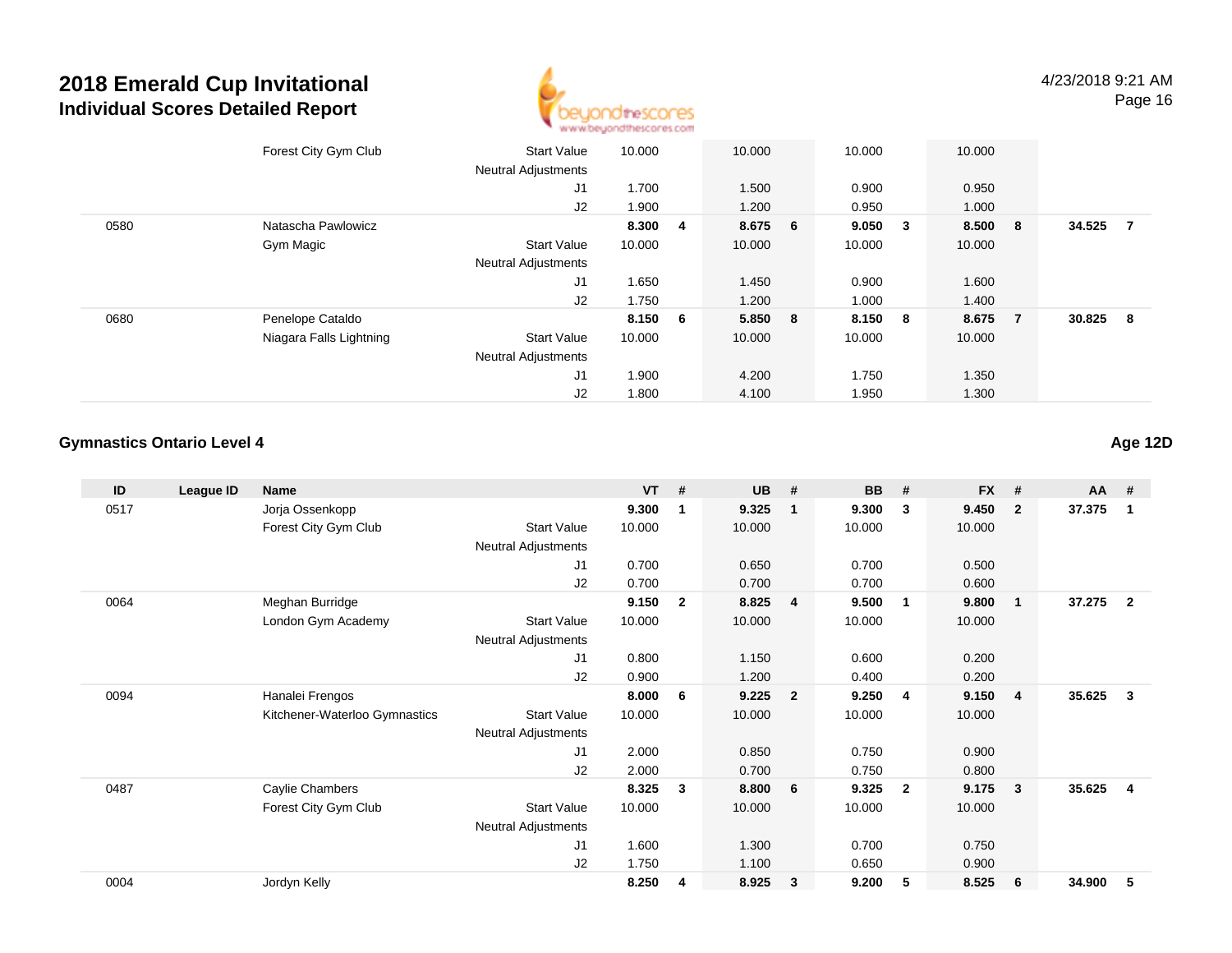# 2018 Emerald Cup Invitational
## Individual Scores Detailed Report

4/23/2018 9:21 AM

| ID | League ID | Name | | VT | # | UB | # | BB | # | FX | # | AA | # |
|---|---|---|---|---|---|---|---|---|---|---|---|---|---|
| | | Forest City Gym Club | Start Value | 10.000 | | 10.000 | | 10.000 | | 10.000 | | | |
| | | | Neutral Adjustments | | | | | | | | | | |
| | | | J1 | 1.700 | | 1.500 | | 0.900 | | 0.950 | | | |
| | | | J2 | 1.900 | | 1.200 | | 0.950 | | 1.000 | | | |
| 0580 | | Natascha Pawlowicz | | **8.300** | **4** | **8.675** | **6** | **9.050** | **3** | **8.500** | **8** | **34.525** | **7** |
| | | Gym Magic | Start Value | 10.000 | | 10.000 | | 10.000 | | 10.000 | | | |
| | | | Neutral Adjustments | | | | | | | | | | |
| | | | J1 | 1.650 | | 1.450 | | 0.900 | | 1.600 | | | |
| | | | J2 | 1.750 | | 1.200 | | 1.000 | | 1.400 | | | |
| 0680 | | Penelope Cataldo | | **8.150** | **6** | **5.850** | **8** | **8.150** | **8** | **8.675** | **7** | **30.825** | **8** |
| | | Niagara Falls Lightning | Start Value | 10.000 | | 10.000 | | 10.000 | | 10.000 | | | |
| | | | Neutral Adjustments | | | | | | | | | | |
| | | | J1 | 1.900 | | 4.200 | | 1.750 | | 1.350 | | | |
| | | | J2 | 1.800 | | 4.100 | | 1.950 | | 1.300 | | | |

### Gymnastics Ontario Level 4

**Age 12D**

| ID | League ID | Name | | VT | # | UB | # | BB | # | FX | # | AA | # |
|---|---|---|---|---|---|---|---|---|---|---|---|---|---|
| 0517 | | Jorja Ossenkopp | | **9.300** | **1** | **9.325** | **1** | **9.300** | **3** | **9.450** | **2** | **37.375** | **1** |
| | | Forest City Gym Club | Start Value | 10.000 | | 10.000 | | 10.000 | | 10.000 | | | |
| | | | Neutral Adjustments | | | | | | | | | | |
| | | | J1 | 0.700 | | 0.650 | | 0.700 | | 0.500 | | | |
| | | | J2 | 0.700 | | 0.700 | | 0.700 | | 0.600 | | | |
| 0064 | | Meghan Burridge | | **9.150** | **2** | **8.825** | **4** | **9.500** | **1** | **9.800** | **1** | **37.275** | **2** |
| | | London Gym Academy | Start Value | 10.000 | | 10.000 | | 10.000 | | 10.000 | | | |
| | | | Neutral Adjustments | | | | | | | | | | |
| | | | J1 | 0.800 | | 1.150 | | 0.600 | | 0.200 | | | |
| | | | J2 | 0.900 | | 1.200 | | 0.400 | | 0.200 | | | |
| 0094 | | Hanalei Frengos | | **8.000** | **6** | **9.225** | **2** | **9.250** | **4** | **9.150** | **4** | **35.625** | **3** |
| | | Kitchener-Waterloo Gymnastics | Start Value | 10.000 | | 10.000 | | 10.000 | | 10.000 | | | |
| | | | Neutral Adjustments | | | | | | | | | | |
| | | | J1 | 2.000 | | 0.850 | | 0.750 | | 0.900 | | | |
| | | | J2 | 2.000 | | 0.700 | | 0.750 | | 0.800 | | | |
| 0487 | | Caylie Chambers | | **8.325** | **3** | **8.800** | **6** | **9.325** | **2** | **9.175** | **3** | **35.625** | **4** |
| | | Forest City Gym Club | Start Value | 10.000 | | 10.000 | | 10.000 | | 10.000 | | | |
| | | | Neutral Adjustments | | | | | | | | | | |
| | | | J1 | 1.600 | | 1.300 | | 0.700 | | 0.750 | | | |
| | | | J2 | 1.750 | | 1.100 | | 0.650 | | 0.900 | | | |
| 0004 | | Jordyn Kelly | | **8.250** | **4** | **8.925** | **3** | **9.200** | **5** | **8.525** | **6** | **34.900** | **5** |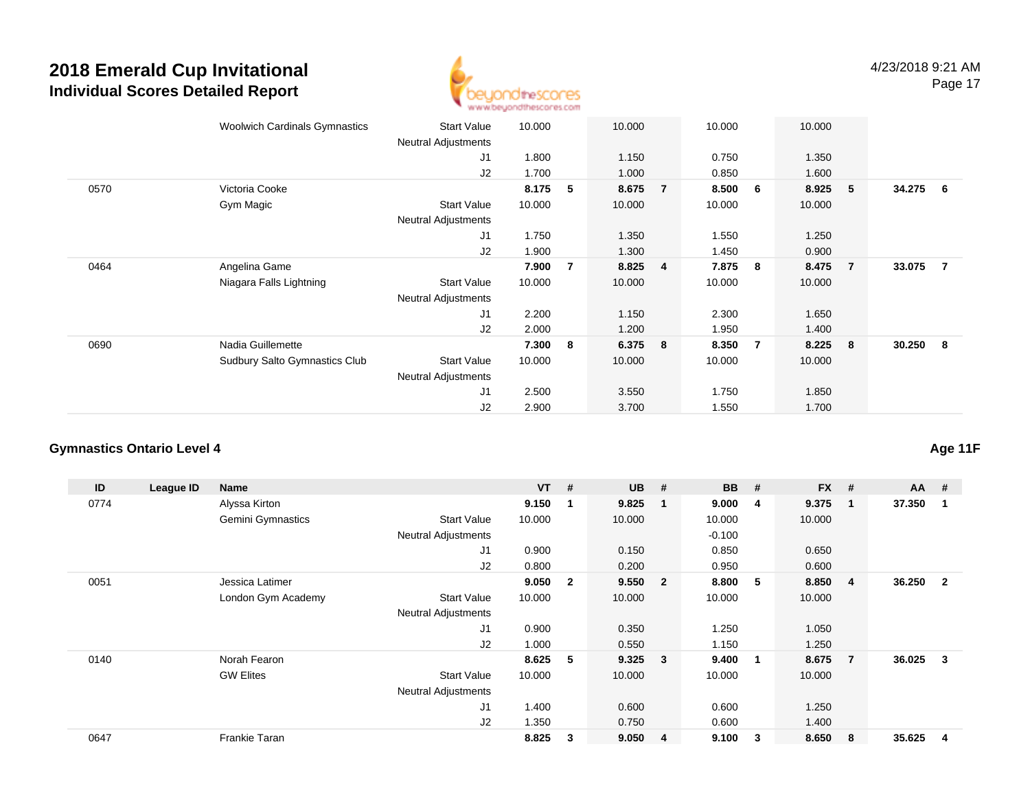# 2018 Emerald Cup Invitational
## Individual Scores Detailed Report

4/23/2018 9:21 AM

| ID | League ID | Name | | VT | # | UB | # | BB | # | FX | # | AA | # |
|---|---|---|---|---|---|---|---|---|---|---|---|---|---|
| | | Woolwich Cardinals Gymnastics | Start Value | 10.000 | | 10.000 | | 10.000 | | 10.000 | | | |
| | | | Neutral Adjustments | | | | | | | | | | |
| | | | J1 | 1.800 | | 1.150 | | 0.750 | | 1.350 | | | |
| | | | J2 | 1.700 | | 1.000 | | 0.850 | | 1.600 | | | |
| 0570 | | Victoria Cooke | | 8.175 | 5 | 8.675 | 7 | 8.500 | 6 | 8.925 | 5 | 34.275 | 6 |
| | | Gym Magic | Start Value | 10.000 | | 10.000 | | 10.000 | | 10.000 | | | |
| | | | Neutral Adjustments | | | | | | | | | | |
| | | | J1 | 1.750 | | 1.350 | | 1.550 | | 1.250 | | | |
| | | | J2 | 1.900 | | 1.300 | | 1.450 | | 0.900 | | | |
| 0464 | | Angelina Game | | 7.900 | 7 | 8.825 | 4 | 7.875 | 8 | 8.475 | 7 | 33.075 | 7 |
| | | Niagara Falls Lightning | Start Value | 10.000 | | 10.000 | | 10.000 | | 10.000 | | | |
| | | | Neutral Adjustments | | | | | | | | | | |
| | | | J1 | 2.200 | | 1.150 | | 2.300 | | 1.650 | | | |
| | | | J2 | 2.000 | | 1.200 | | 1.950 | | 1.400 | | | |
| 0690 | | Nadia Guillemette | | 7.300 | 8 | 6.375 | 8 | 8.350 | 7 | 8.225 | 8 | 30.250 | 8 |
| | | Sudbury Salto Gymnastics Club | Start Value | 10.000 | | 10.000 | | 10.000 | | 10.000 | | | |
| | | | Neutral Adjustments | | | | | | | | | | |
| | | | J1 | 2.500 | | 3.550 | | 1.750 | | 1.850 | | | |
| | | | J2 | 2.900 | | 3.700 | | 1.550 | | 1.700 | | | |

### Gymnastics Ontario Level 4

**Age 11F**

| ID | League ID | Name | | VT | # | UB | # | BB | # | FX | # | AA | # |
|---|---|---|---|---|---|---|---|---|---|---|---|---|---|
| 0774 | | Alyssa Kirton | | 9.150 | 1 | 9.825 | 1 | 9.000 | 4 | 9.375 | 1 | 37.350 | 1 |
| | | Gemini Gymnastics | Start Value | 10.000 | | 10.000 | | 10.000 | | 10.000 | | | |
| | | | Neutral Adjustments | | | | | -0.100 | | | | | |
| | | | J1 | 0.900 | | 0.150 | | 0.850 | | 0.650 | | | |
| | | | J2 | 0.800 | | 0.200 | | 0.950 | | 0.600 | | | |
| 0051 | | Jessica Latimer | | 9.050 | 2 | 9.550 | 2 | 8.800 | 5 | 8.850 | 4 | 36.250 | 2 |
| | | London Gym Academy | Start Value | 10.000 | | 10.000 | | 10.000 | | 10.000 | | | |
| | | | Neutral Adjustments | | | | | | | | | | |
| | | | J1 | 0.900 | | 0.350 | | 1.250 | | 1.050 | | | |
| | | | J2 | 1.000 | | 0.550 | | 1.150 | | 1.250 | | | |
| 0140 | | Norah Fearon | | 8.625 | 5 | 9.325 | 3 | 9.400 | 1 | 8.675 | 7 | 36.025 | 3 |
| | | GW Elites | Start Value | 10.000 | | 10.000 | | 10.000 | | 10.000 | | | |
| | | | Neutral Adjustments | | | | | | | | | | |
| | | | J1 | 1.400 | | 0.600 | | 0.600 | | 1.250 | | | |
| | | | J2 | 1.350 | | 0.750 | | 0.600 | | 1.400 | | | |
| 0647 | | Frankie Taran | | 8.825 | 3 | 9.050 | 4 | 9.100 | 3 | 8.650 | 8 | 35.625 | 4 |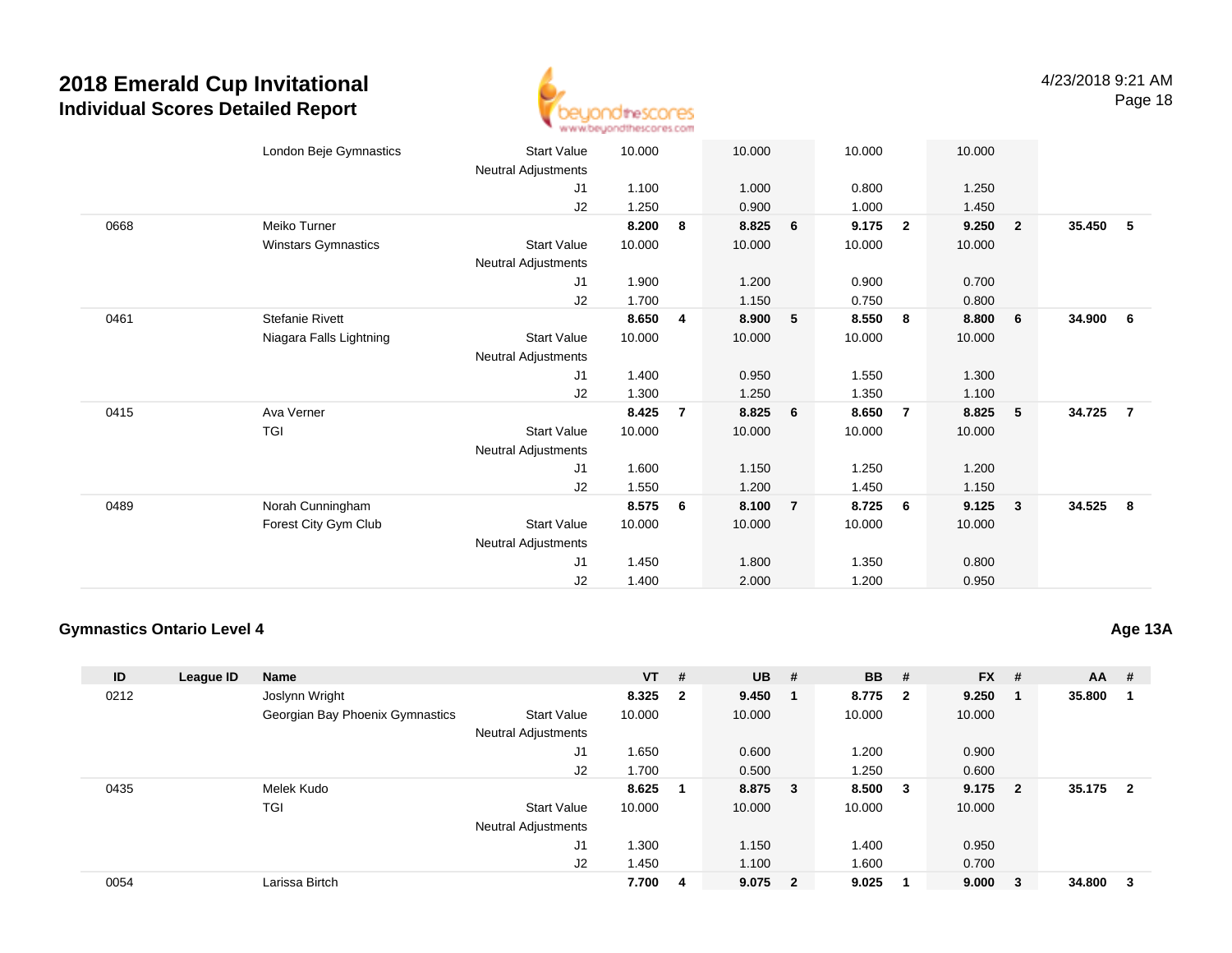# 2018 Emerald Cup Invitational
## Individual Scores Detailed Report

| ID | League ID | Name | | VT | # | UB | # | BB | # | FX | # | AA | # |
|---|---|---|---|---|---|---|---|---|---|---|---|---|---|
| | | London Beje Gymnastics | Start Value | 10.000 | | 10.000 | | 10.000 | | 10.000 | | | |
| | | | Neutral Adjustments | | | | | | | | | | |
| | | | J1 | 1.100 | | 1.000 | | 0.800 | | 1.250 | | | |
| | | | J2 | 1.250 | | 0.900 | | 1.000 | | 1.450 | | | |
| 0668 | | Meiko Turner | | **8.200** | **8** | **8.825** | **6** | **9.175** | **2** | **9.250** | **2** | **35.450** | **5** |
| | | Winstars Gymnastics | Start Value | 10.000 | | 10.000 | | 10.000 | | 10.000 | | | |
| | | | Neutral Adjustments | | | | | | | | | | |
| | | | J1 | 1.900 | | 1.200 | | 0.900 | | 0.700 | | | |
| | | | J2 | 1.700 | | 1.150 | | 0.750 | | 0.800 | | | |
| 0461 | | Stefanie Rivett | | **8.650** | **4** | **8.900** | **5** | **8.550** | **8** | **8.800** | **6** | **34.900** | **6** |
| | | Niagara Falls Lightning | Start Value | 10.000 | | 10.000 | | 10.000 | | 10.000 | | | |
| | | | Neutral Adjustments | | | | | | | | | | |
| | | | J1 | 1.400 | | 0.950 | | 1.550 | | 1.300 | | | |
| | | | J2 | 1.300 | | 1.250 | | 1.350 | | 1.100 | | | |
| 0415 | | Ava Verner | | **8.425** | **7** | **8.825** | **6** | **8.650** | **7** | **8.825** | **5** | **34.725** | **7** |
| | | TGI | Start Value | 10.000 | | 10.000 | | 10.000 | | 10.000 | | | |
| | | | Neutral Adjustments | | | | | | | | | | |
| | | | J1 | 1.600 | | 1.150 | | 1.250 | | 1.200 | | | |
| | | | J2 | 1.550 | | 1.200 | | 1.450 | | 1.150 | | | |
| 0489 | | Norah Cunningham | | **8.575** | **6** | **8.100** | **7** | **8.725** | **6** | **9.125** | **3** | **34.525** | **8** |
| | | Forest City Gym Club | Start Value | 10.000 | | 10.000 | | 10.000 | | 10.000 | | | |
| | | | Neutral Adjustments | | | | | | | | | | |
| | | | J1 | 1.450 | | 1.800 | | 1.350 | | 0.800 | | | |
| | | | J2 | 1.400 | | 2.000 | | 1.200 | | 0.950 | | | |

### Gymnastics Ontario Level 4 — Age 13A

| ID | League ID | Name | | VT | # | UB | # | BB | # | FX | # | AA | # |
|---|---|---|---|---|---|---|---|---|---|---|---|---|---|
| 0212 | | Joslynn Wright | | **8.325** | **2** | **9.450** | **1** | **8.775** | **2** | **9.250** | **1** | **35.800** | **1** |
| | | Georgian Bay Phoenix Gymnastics | Start Value | 10.000 | | 10.000 | | 10.000 | | 10.000 | | | |
| | | | Neutral Adjustments | | | | | | | | | | |
| | | | J1 | 1.650 | | 0.600 | | 1.200 | | 0.900 | | | |
| | | | J2 | 1.700 | | 0.500 | | 1.250 | | 0.600 | | | |
| 0435 | | Melek Kudo | | **8.625** | **1** | **8.875** | **3** | **8.500** | **3** | **9.175** | **2** | **35.175** | **2** |
| | | TGI | Start Value | 10.000 | | 10.000 | | 10.000 | | 10.000 | | | |
| | | | Neutral Adjustments | | | | | | | | | | |
| | | | J1 | 1.300 | | 1.150 | | 1.400 | | 0.950 | | | |
| | | | J2 | 1.450 | | 1.100 | | 1.600 | | 0.700 | | | |
| 0054 | | Larissa Birtch | | **7.700** | **4** | **9.075** | **2** | **9.025** | **1** | **9.000** | **3** | **34.800** | **3** |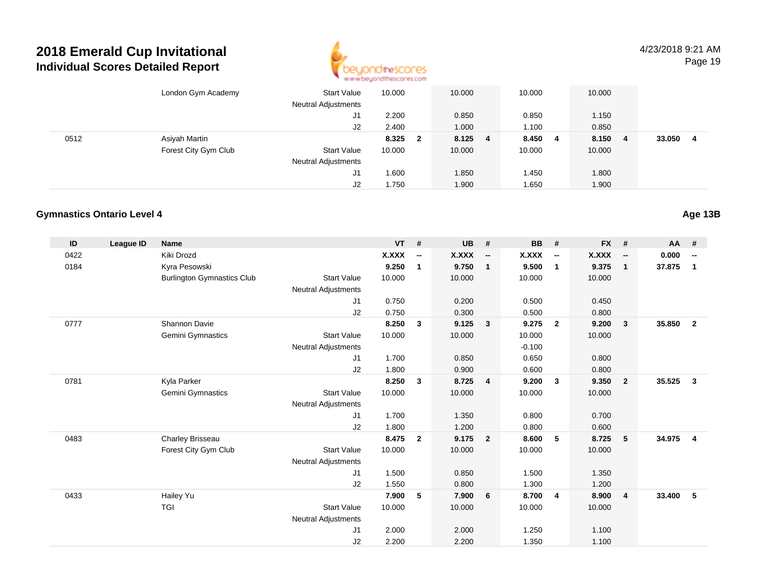# 2018 Emerald Cup Invitational
## Individual Scores Detailed Report

| ID | League ID | Name | | VT | # | UB | # | BB | # | FX | # | AA | # |
|---|---|---|---|---|---|---|---|---|---|---|---|---|---|
| | | London Gym Academy | Start Value | 10.000 | | 10.000 | | 10.000 | | 10.000 | | | |
| | | | Neutral Adjustments | | | | | | | | | | |
| | | | J1 | 2.200 | | 0.850 | | 0.850 | | 1.150 | | | |
| | | | J2 | 2.400 | | 1.000 | | 1.100 | | 0.850 | | | |
| 0512 | | Asiyah Martin | | **8.325** | **2** | **8.125** | **4** | **8.450** | **4** | **8.150** | **4** | **33.050** | **4** |
| | | Forest City Gym Club | Start Value | 10.000 | | 10.000 | | 10.000 | | 10.000 | | | |
| | | | Neutral Adjustments | | | | | | | | | | |
| | | | J1 | 1.600 | | 1.850 | | 1.450 | | 1.800 | | | |
| | | | J2 | 1.750 | | 1.900 | | 1.650 | | 1.900 | | | |

### Gymnastics Ontario Level 4

**Age 13B**

| ID | League ID | Name | | VT | # | UB | # | BB | # | FX | # | AA | # |
|---|---|---|---|---|---|---|---|---|---|---|---|---|---|
| 0422 | | Kiki Drozd | | **X.XXX** | **--** | **X.XXX** | **--** | **X.XXX** | **--** | **X.XXX** | **--** | **0.000** | **--** |
| 0184 | | Kyra Pesowski | | **9.250** | **1** | **9.750** | **1** | **9.500** | **1** | **9.375** | **1** | **37.875** | **1** |
| | | Burlington Gymnastics Club | Start Value | 10.000 | | 10.000 | | 10.000 | | 10.000 | | | |
| | | | Neutral Adjustments | | | | | | | | | | |
| | | | J1 | 0.750 | | 0.200 | | 0.500 | | 0.450 | | | |
| | | | J2 | 0.750 | | 0.300 | | 0.500 | | 0.800 | | | |
| 0777 | | Shannon Davie | | **8.250** | **3** | **9.125** | **3** | **9.275** | **2** | **9.200** | **3** | **35.850** | **2** |
| | | Gemini Gymnastics | Start Value | 10.000 | | 10.000 | | 10.000 | | 10.000 | | | |
| | | | Neutral Adjustments | | | | | -0.100 | | | | | |
| | | | J1 | 1.700 | | 0.850 | | 0.650 | | 0.800 | | | |
| | | | J2 | 1.800 | | 0.900 | | 0.600 | | 0.800 | | | |
| 0781 | | Kyla Parker | | **8.250** | **3** | **8.725** | **4** | **9.200** | **3** | **9.350** | **2** | **35.525** | **3** |
| | | Gemini Gymnastics | Start Value | 10.000 | | 10.000 | | 10.000 | | 10.000 | | | |
| | | | Neutral Adjustments | | | | | | | | | | |
| | | | J1 | 1.700 | | 1.350 | | 0.800 | | 0.700 | | | |
| | | | J2 | 1.800 | | 1.200 | | 0.800 | | 0.600 | | | |
| 0483 | | Charley Brisseau | | **8.475** | **2** | **9.175** | **2** | **8.600** | **5** | **8.725** | **5** | **34.975** | **4** |
| | | Forest City Gym Club | Start Value | 10.000 | | 10.000 | | 10.000 | | 10.000 | | | |
| | | | Neutral Adjustments | | | | | | | | | | |
| | | | J1 | 1.500 | | 0.850 | | 1.500 | | 1.350 | | | |
| | | | J2 | 1.550 | | 0.800 | | 1.300 | | 1.200 | | | |
| 0433 | | Hailey Yu | | **7.900** | **5** | **7.900** | **6** | **8.700** | **4** | **8.900** | **4** | **33.400** | **5** |
| | | TGI | Start Value | 10.000 | | 10.000 | | 10.000 | | 10.000 | | | |
| | | | Neutral Adjustments | | | | | | | | | | |
| | | | J1 | 2.000 | | 2.000 | | 1.250 | | 1.100 | | | |
| | | | J2 | 2.200 | | 2.200 | | 1.350 | | 1.100 | | | |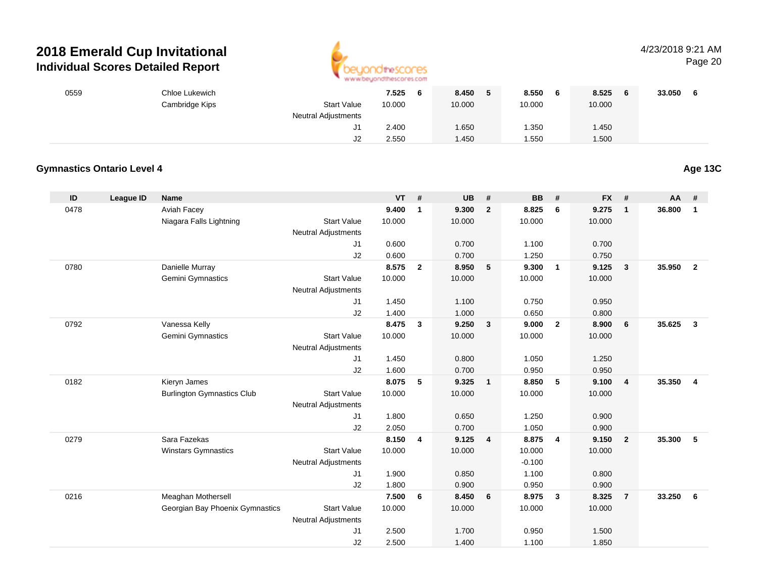| ID | League ID | Name | | VT | # | UB | # | BB | # | FX | # | AA | # |
|---|---|---|---|---|---|---|---|---|---|---|---|---|---|
| 0559 | | Chloe Lukewich | | 7.525 | 6 | 8.450 | 5 | 8.550 | 6 | 8.525 | 6 | 33.050 | 6 |
| | | Cambridge Kips | Start Value | 10.000 | | 10.000 | | 10.000 | | 10.000 | | | |
| | | | Neutral Adjustments | | | | | | | | | | |
| | | | J1 | 2.400 | | 1.650 | | 1.350 | | 1.450 | | | |
| | | | J2 | 2.550 | | 1.450 | | 1.550 | | 1.500 | | | |

## Gymnastics Ontario Level 4

**Age 13C**

| ID | League ID | Name | | VT | # | UB | # | BB | # | FX | # | AA | # |
|---|---|---|---|---|---|---|---|---|---|---|---|---|---|
| 0478 | | Aviah Facey | | 9.400 | 1 | 9.300 | 2 | 8.825 | 6 | 9.275 | 1 | 36.800 | 1 |
| | | Niagara Falls Lightning | Start Value | 10.000 | | 10.000 | | 10.000 | | 10.000 | | | |
| | | | Neutral Adjustments | | | | | | | | | | |
| | | | J1 | 0.600 | | 0.700 | | 1.100 | | 0.700 | | | |
| | | | J2 | 0.600 | | 0.700 | | 1.250 | | 0.750 | | | |
| 0780 | | Danielle Murray | | 8.575 | 2 | 8.950 | 5 | 9.300 | 1 | 9.125 | 3 | 35.950 | 2 |
| | | Gemini Gymnastics | Start Value | 10.000 | | 10.000 | | 10.000 | | 10.000 | | | |
| | | | Neutral Adjustments | | | | | | | | | | |
| | | | J1 | 1.450 | | 1.100 | | 0.750 | | 0.950 | | | |
| | | | J2 | 1.400 | | 1.000 | | 0.650 | | 0.800 | | | |
| 0792 | | Vanessa Kelly | | 8.475 | 3 | 9.250 | 3 | 9.000 | 2 | 8.900 | 6 | 35.625 | 3 |
| | | Gemini Gymnastics | Start Value | 10.000 | | 10.000 | | 10.000 | | 10.000 | | | |
| | | | Neutral Adjustments | | | | | | | | | | |
| | | | J1 | 1.450 | | 0.800 | | 1.050 | | 1.250 | | | |
| | | | J2 | 1.600 | | 0.700 | | 0.950 | | 0.950 | | | |
| 0182 | | Kieryn James | | 8.075 | 5 | 9.325 | 1 | 8.850 | 5 | 9.100 | 4 | 35.350 | 4 |
| | | Burlington Gymnastics Club | Start Value | 10.000 | | 10.000 | | 10.000 | | 10.000 | | | |
| | | | Neutral Adjustments | | | | | | | | | | |
| | | | J1 | 1.800 | | 0.650 | | 1.250 | | 0.900 | | | |
| | | | J2 | 2.050 | | 0.700 | | 1.050 | | 0.900 | | | |
| 0279 | | Sara Fazekas | | 8.150 | 4 | 9.125 | 4 | 8.875 | 4 | 9.150 | 2 | 35.300 | 5 |
| | | Winstars Gymnastics | Start Value | 10.000 | | 10.000 | | 10.000 | | 10.000 | | | |
| | | | Neutral Adjustments | | | | | -0.100 | | | | | |
| | | | J1 | 1.900 | | 0.850 | | 1.100 | | 0.800 | | | |
| | | | J2 | 1.800 | | 0.900 | | 0.950 | | 0.900 | | | |
| 0216 | | Meaghan Mothersell | | 7.500 | 6 | 8.450 | 6 | 8.975 | 3 | 8.325 | 7 | 33.250 | 6 |
| | | Georgian Bay Phoenix Gymnastics | Start Value | 10.000 | | 10.000 | | 10.000 | | 10.000 | | | |
| | | | Neutral Adjustments | | | | | | | | | | |
| | | | J1 | 2.500 | | 1.700 | | 0.950 | | 1.500 | | | |
| | | | J2 | 2.500 | | 1.400 | | 1.100 | | 1.850 | | | |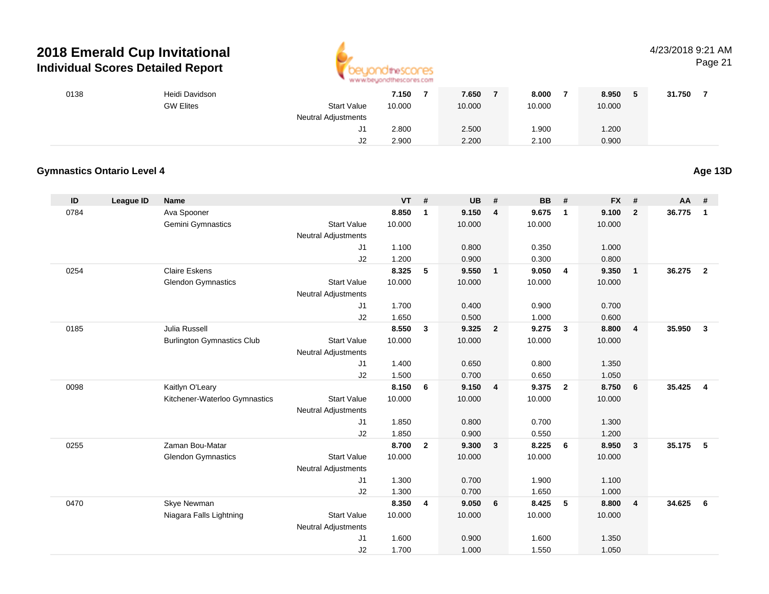# 2018 Emerald Cup Invitational
## Individual Scores Detailed Report

4/23/2018 9:21 AM

| ID | League ID | Name | | VT | # | UB | # | BB | # | FX | # | AA | # |
|---|---|---|---|---|---|---|---|---|---|---|---|---|---|
| 0138 | | Heidi Davidson | | 7.150 | 7 | 7.650 | 7 | 8.000 | 7 | 8.950 | 5 | 31.750 | 7 |
| | | GW Elites | Start Value | 10.000 | | 10.000 | | 10.000 | | 10.000 | | | |
| | | | Neutral Adjustments | | | | | | | | | | |
| | | | J1 | 2.800 | | 2.500 | | 1.900 | | 1.200 | | | |
| | | | J2 | 2.900 | | 2.200 | | 2.100 | | 0.900 | | | |

### Gymnastics Ontario Level 4

**Age 13D**

| ID | League ID | Name | | VT | # | UB | # | BB | # | FX | # | AA | # |
|---|---|---|---|---|---|---|---|---|---|---|---|---|---|
| 0784 | | Ava Spooner | | 8.850 | 1 | 9.150 | 4 | 9.675 | 1 | 9.100 | 2 | 36.775 | 1 |
| | | Gemini Gymnastics | Start Value | 10.000 | | 10.000 | | 10.000 | | 10.000 | | | |
| | | | Neutral Adjustments | | | | | | | | | | |
| | | | J1 | 1.100 | | 0.800 | | 0.350 | | 1.000 | | | |
| | | | J2 | 1.200 | | 0.900 | | 0.300 | | 0.800 | | | |
| 0254 | | Claire Eskens | | 8.325 | 5 | 9.550 | 1 | 9.050 | 4 | 9.350 | 1 | 36.275 | 2 |
| | | Glendon Gymnastics | Start Value | 10.000 | | 10.000 | | 10.000 | | 10.000 | | | |
| | | | Neutral Adjustments | | | | | | | | | | |
| | | | J1 | 1.700 | | 0.400 | | 0.900 | | 0.700 | | | |
| | | | J2 | 1.650 | | 0.500 | | 1.000 | | 0.600 | | | |
| 0185 | | Julia Russell | | 8.550 | 3 | 9.325 | 2 | 9.275 | 3 | 8.800 | 4 | 35.950 | 3 |
| | | Burlington Gymnastics Club | Start Value | 10.000 | | 10.000 | | 10.000 | | 10.000 | | | |
| | | | Neutral Adjustments | | | | | | | | | | |
| | | | J1 | 1.400 | | 0.650 | | 0.800 | | 1.350 | | | |
| | | | J2 | 1.500 | | 0.700 | | 0.650 | | 1.050 | | | |
| 0098 | | Kaitlyn O'Leary | | 8.150 | 6 | 9.150 | 4 | 9.375 | 2 | 8.750 | 6 | 35.425 | 4 |
| | | Kitchener-Waterloo Gymnastics | Start Value | 10.000 | | 10.000 | | 10.000 | | 10.000 | | | |
| | | | Neutral Adjustments | | | | | | | | | | |
| | | | J1 | 1.850 | | 0.800 | | 0.700 | | 1.300 | | | |
| | | | J2 | 1.850 | | 0.900 | | 0.550 | | 1.200 | | | |
| 0255 | | Zaman Bou-Matar | | 8.700 | 2 | 9.300 | 3 | 8.225 | 6 | 8.950 | 3 | 35.175 | 5 |
| | | Glendon Gymnastics | Start Value | 10.000 | | 10.000 | | 10.000 | | 10.000 | | | |
| | | | Neutral Adjustments | | | | | | | | | | |
| | | | J1 | 1.300 | | 0.700 | | 1.900 | | 1.100 | | | |
| | | | J2 | 1.300 | | 0.700 | | 1.650 | | 1.000 | | | |
| 0470 | | Skye Newman | | 8.350 | 4 | 9.050 | 6 | 8.425 | 5 | 8.800 | 4 | 34.625 | 6 |
| | | Niagara Falls Lightning | Start Value | 10.000 | | 10.000 | | 10.000 | | 10.000 | | | |
| | | | Neutral Adjustments | | | | | | | | | | |
| | | | J1 | 1.600 | | 0.900 | | 1.600 | | 1.350 | | | |
| | | | J2 | 1.700 | | 1.000 | | 1.550 | | 1.050 | | | |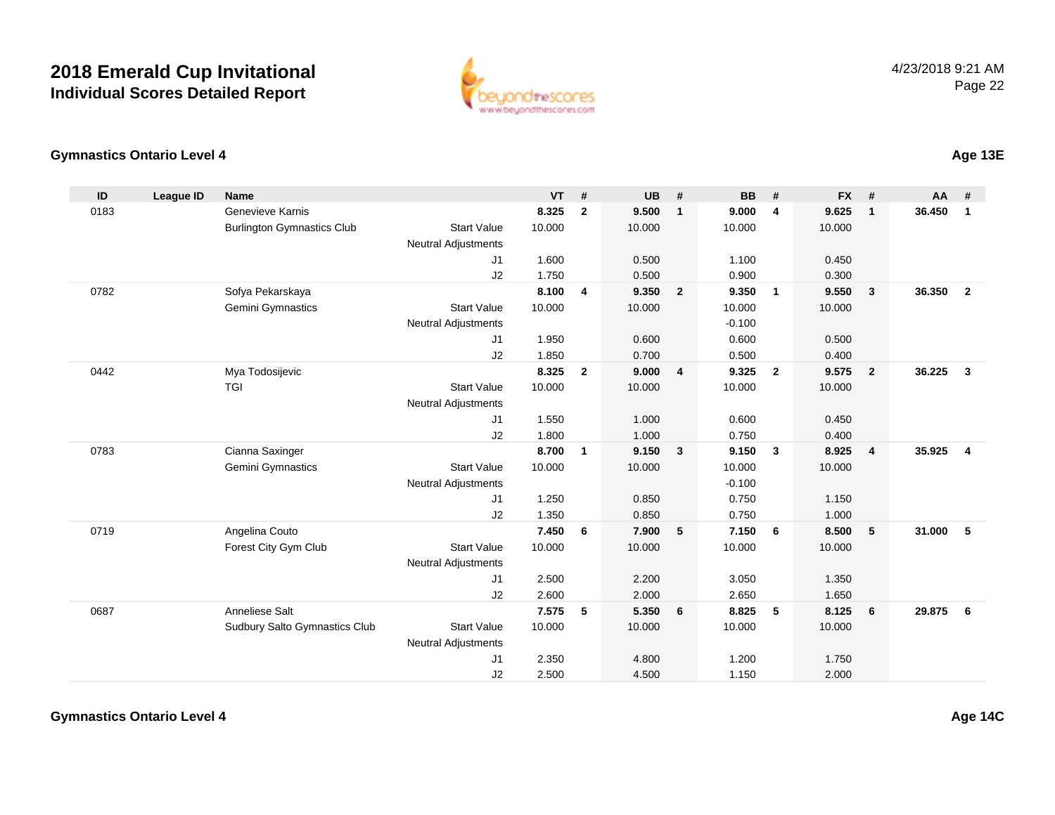# 2018 Emerald Cup Invitational
## Individual Scores Detailed Report

4/23/2018 9:21 AM

### Gymnastics Ontario Level 4

**Age 13E**

| ID | League ID | Name | | VT | # | UB | # | BB | # | FX | # | AA | # |
|---|---|---|---|---|---|---|---|---|---|---|---|---|---|
| 0183 | | Genevieve Karnis | | **8.325** | **2** | **9.500** | **1** | **9.000** | **4** | **9.625** | **1** | **36.450** | **1** |
| | | Burlington Gymnastics Club | Start Value | 10.000 | | 10.000 | | 10.000 | | 10.000 | | | |
| | | | Neutral Adjustments | | | | | | | | | | |
| | | | J1 | 1.600 | | 0.500 | | 1.100 | | 0.450 | | | |
| | | | J2 | 1.750 | | 0.500 | | 0.900 | | 0.300 | | | |
| 0782 | | Sofya Pekarskaya | | **8.100** | **4** | **9.350** | **2** | **9.350** | **1** | **9.550** | **3** | **36.350** | **2** |
| | | Gemini Gymnastics | Start Value | 10.000 | | 10.000 | | 10.000 | | 10.000 | | | |
| | | | Neutral Adjustments | | | | | -0.100 | | | | | |
| | | | J1 | 1.950 | | 0.600 | | 0.600 | | 0.500 | | | |
| | | | J2 | 1.850 | | 0.700 | | 0.500 | | 0.400 | | | |
| 0442 | | Mya Todosijevic | | **8.325** | **2** | **9.000** | **4** | **9.325** | **2** | **9.575** | **2** | **36.225** | **3** |
| | | TGI | Start Value | 10.000 | | 10.000 | | 10.000 | | 10.000 | | | |
| | | | Neutral Adjustments | | | | | | | | | | |
| | | | J1 | 1.550 | | 1.000 | | 0.600 | | 0.450 | | | |
| | | | J2 | 1.800 | | 1.000 | | 0.750 | | 0.400 | | | |
| 0783 | | Cianna Saxinger | | **8.700** | **1** | **9.150** | **3** | **9.150** | **3** | **8.925** | **4** | **35.925** | **4** |
| | | Gemini Gymnastics | Start Value | 10.000 | | 10.000 | | 10.000 | | 10.000 | | | |
| | | | Neutral Adjustments | | | | | -0.100 | | | | | |
| | | | J1 | 1.250 | | 0.850 | | 0.750 | | 1.150 | | | |
| | | | J2 | 1.350 | | 0.850 | | 0.750 | | 1.000 | | | |
| 0719 | | Angelina Couto | | **7.450** | **6** | **7.900** | **5** | **7.150** | **6** | **8.500** | **5** | **31.000** | **5** |
| | | Forest City Gym Club | Start Value | 10.000 | | 10.000 | | 10.000 | | 10.000 | | | |
| | | | Neutral Adjustments | | | | | | | | | | |
| | | | J1 | 2.500 | | 2.200 | | 3.050 | | 1.350 | | | |
| | | | J2 | 2.600 | | 2.000 | | 2.650 | | 1.650 | | | |
| 0687 | | Anneliese Salt | | **7.575** | **5** | **5.350** | **6** | **8.825** | **5** | **8.125** | **6** | **29.875** | **6** |
| | | Sudbury Salto Gymnastics Club | Start Value | 10.000 | | 10.000 | | 10.000 | | 10.000 | | | |
| | | | Neutral Adjustments | | | | | | | | | | |
| | | | J1 | 2.350 | | 4.800 | | 1.200 | | 1.750 | | | |
| | | | J2 | 2.500 | | 4.500 | | 1.150 | | 2.000 | | | |

### Gymnastics Ontario Level 4

**Age 14C**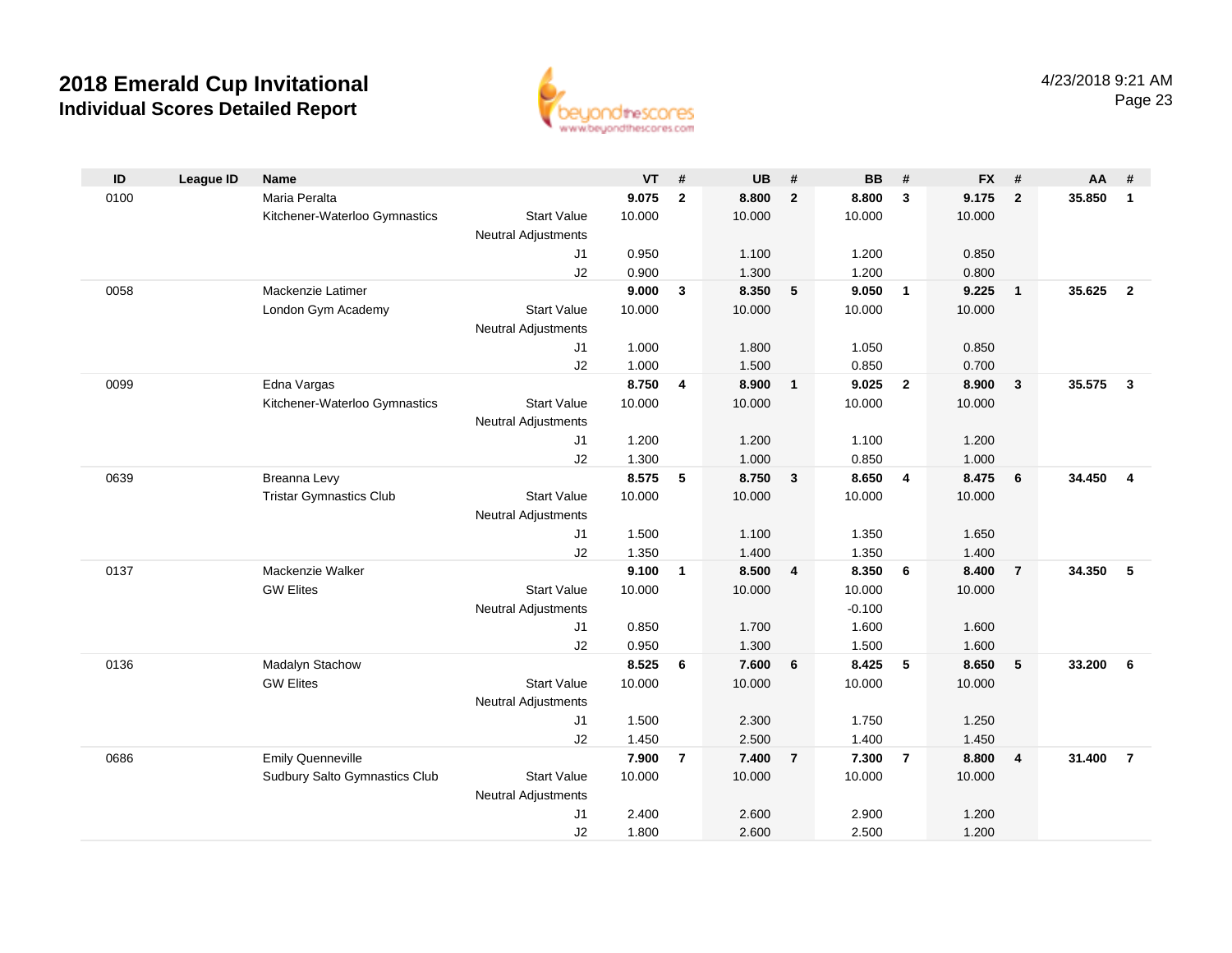# 2018 Emerald Cup Invitational
## Individual Scores Detailed Report

| ID | League ID | Name | | VT | # | UB | # | BB | # | FX | # | AA | # |
|---|---|---|---|---|---|---|---|---|---|---|---|---|---|
| 0100 | | Maria Peralta | | **9.075** | **2** | **8.800** | **2** | **8.800** | **3** | **9.175** | **2** | **35.850** | **1** |
| | | Kitchener-Waterloo Gymnastics | Start Value | 10.000 | | 10.000 | | 10.000 | | 10.000 | | | |
| | | | Neutral Adjustments | | | | | | | | | | |
| | | | J1 | 0.950 | | 1.100 | | 1.200 | | 0.850 | | | |
| | | | J2 | 0.900 | | 1.300 | | 1.200 | | 0.800 | | | |
| 0058 | | Mackenzie Latimer | | **9.000** | **3** | **8.350** | **5** | **9.050** | **1** | **9.225** | **1** | **35.625** | **2** |
| | | London Gym Academy | Start Value | 10.000 | | 10.000 | | 10.000 | | 10.000 | | | |
| | | | Neutral Adjustments | | | | | | | | | | |
| | | | J1 | 1.000 | | 1.800 | | 1.050 | | 0.850 | | | |
| | | | J2 | 1.000 | | 1.500 | | 0.850 | | 0.700 | | | |
| 0099 | | Edna Vargas | | **8.750** | **4** | **8.900** | **1** | **9.025** | **2** | **8.900** | **3** | **35.575** | **3** |
| | | Kitchener-Waterloo Gymnastics | Start Value | 10.000 | | 10.000 | | 10.000 | | 10.000 | | | |
| | | | Neutral Adjustments | | | | | | | | | | |
| | | | J1 | 1.200 | | 1.200 | | 1.100 | | 1.200 | | | |
| | | | J2 | 1.300 | | 1.000 | | 0.850 | | 1.000 | | | |
| 0639 | | Breanna Levy | | **8.575** | **5** | **8.750** | **3** | **8.650** | **4** | **8.475** | **6** | **34.450** | **4** |
| | | Tristar Gymnastics Club | Start Value | 10.000 | | 10.000 | | 10.000 | | 10.000 | | | |
| | | | Neutral Adjustments | | | | | | | | | | |
| | | | J1 | 1.500 | | 1.100 | | 1.350 | | 1.650 | | | |
| | | | J2 | 1.350 | | 1.400 | | 1.350 | | 1.400 | | | |
| 0137 | | Mackenzie Walker | | **9.100** | **1** | **8.500** | **4** | **8.350** | **6** | **8.400** | **7** | **34.350** | **5** |
| | | GW Elites | Start Value | 10.000 | | 10.000 | | 10.000 | | 10.000 | | | |
| | | | Neutral Adjustments | | | | | -0.100 | | | | | |
| | | | J1 | 0.850 | | 1.700 | | 1.600 | | 1.600 | | | |
| | | | J2 | 0.950 | | 1.300 | | 1.500 | | 1.600 | | | |
| 0136 | | Madalyn Stachow | | **8.525** | **6** | **7.600** | **6** | **8.425** | **5** | **8.650** | **5** | **33.200** | **6** |
| | | GW Elites | Start Value | 10.000 | | 10.000 | | 10.000 | | 10.000 | | | |
| | | | Neutral Adjustments | | | | | | | | | | |
| | | | J1 | 1.500 | | 2.300 | | 1.750 | | 1.250 | | | |
| | | | J2 | 1.450 | | 2.500 | | 1.400 | | 1.450 | | | |
| 0686 | | Emily Quenneville | | **7.900** | **7** | **7.400** | **7** | **7.300** | **7** | **8.800** | **4** | **31.400** | **7** |
| | | Sudbury Salto Gymnastics Club | Start Value | 10.000 | | 10.000 | | 10.000 | | 10.000 | | | |
| | | | Neutral Adjustments | | | | | | | | | | |
| | | | J1 | 2.400 | | 2.600 | | 2.900 | | 1.200 | | | |
| | | | J2 | 1.800 | | 2.600 | | 2.500 | | 1.200 | | | |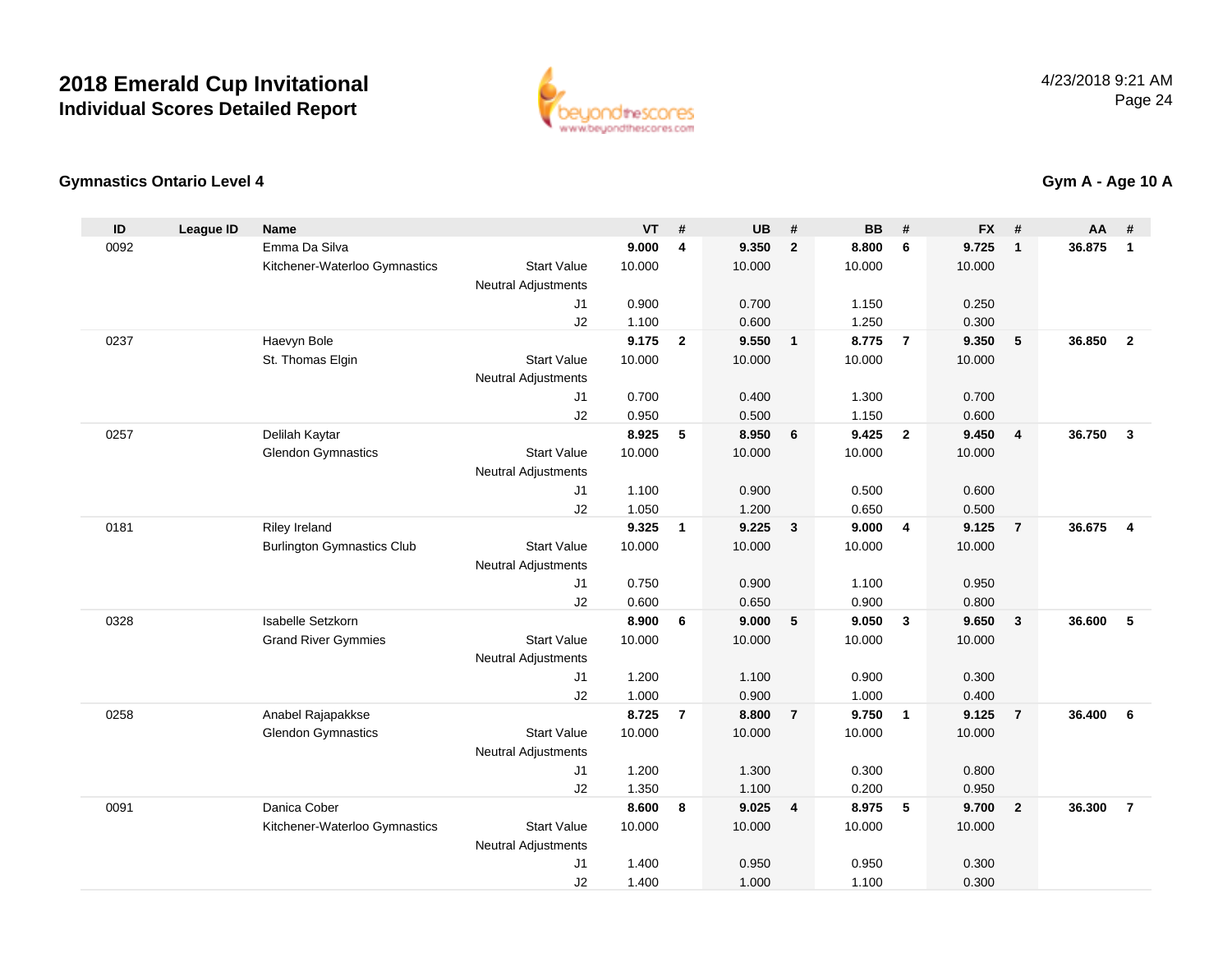# 2018 Emerald Cup Invitational

## Individual Scores Detailed Report

4/23/2018 9:21 AM

### Gymnastics Ontario Level 4

### Gym A - Age 10 A

| ID | League ID | Name | | VT | # | UB | # | BB | # | FX | # | AA | # |
|---|---|---|---|---|---|---|---|---|---|---|---|---|---|
| 0092 | | Emma Da Silva | | **9.000** | **4** | **9.350** | **2** | **8.800** | **6** | **9.725** | **1** | **36.875** | **1** |
| | | Kitchener-Waterloo Gymnastics | Start Value | 10.000 | | 10.000 | | 10.000 | | 10.000 | | | |
| | | | Neutral Adjustments | | | | | | | | | | |
| | | | J1 | 0.900 | | 0.700 | | 1.150 | | 0.250 | | | |
| | | | J2 | 1.100 | | 0.600 | | 1.250 | | 0.300 | | | |
| 0237 | | Haevyn Bole | | **9.175** | **2** | **9.550** | **1** | **8.775** | **7** | **9.350** | **5** | **36.850** | **2** |
| | | St. Thomas Elgin | Start Value | 10.000 | | 10.000 | | 10.000 | | 10.000 | | | |
| | | | Neutral Adjustments | | | | | | | | | | |
| | | | J1 | 0.700 | | 0.400 | | 1.300 | | 0.700 | | | |
| | | | J2 | 0.950 | | 0.500 | | 1.150 | | 0.600 | | | |
| 0257 | | Delilah Kaytar | | **8.925** | **5** | **8.950** | **6** | **9.425** | **2** | **9.450** | **4** | **36.750** | **3** |
| | | Glendon Gymnastics | Start Value | 10.000 | | 10.000 | | 10.000 | | 10.000 | | | |
| | | | Neutral Adjustments | | | | | | | | | | |
| | | | J1 | 1.100 | | 0.900 | | 0.500 | | 0.600 | | | |
| | | | J2 | 1.050 | | 1.200 | | 0.650 | | 0.500 | | | |
| 0181 | | Riley Ireland | | **9.325** | **1** | **9.225** | **3** | **9.000** | **4** | **9.125** | **7** | **36.675** | **4** |
| | | Burlington Gymnastics Club | Start Value | 10.000 | | 10.000 | | 10.000 | | 10.000 | | | |
| | | | Neutral Adjustments | | | | | | | | | | |
| | | | J1 | 0.750 | | 0.900 | | 1.100 | | 0.950 | | | |
| | | | J2 | 0.600 | | 0.650 | | 0.900 | | 0.800 | | | |
| 0328 | | Isabelle Setzkorn | | **8.900** | **6** | **9.000** | **5** | **9.050** | **3** | **9.650** | **3** | **36.600** | **5** |
| | | Grand River Gymmies | Start Value | 10.000 | | 10.000 | | 10.000 | | 10.000 | | | |
| | | | Neutral Adjustments | | | | | | | | | | |
| | | | J1 | 1.200 | | 1.100 | | 0.900 | | 0.300 | | | |
| | | | J2 | 1.000 | | 0.900 | | 1.000 | | 0.400 | | | |
| 0258 | | Anabel Rajapakkse | | **8.725** | **7** | **8.800** | **7** | **9.750** | **1** | **9.125** | **7** | **36.400** | **6** |
| | | Glendon Gymnastics | Start Value | 10.000 | | 10.000 | | 10.000 | | 10.000 | | | |
| | | | Neutral Adjustments | | | | | | | | | | |
| | | | J1 | 1.200 | | 1.300 | | 0.300 | | 0.800 | | | |
| | | | J2 | 1.350 | | 1.100 | | 0.200 | | 0.950 | | | |
| 0091 | | Danica Cober | | **8.600** | **8** | **9.025** | **4** | **8.975** | **5** | **9.700** | **2** | **36.300** | **7** |
| | | Kitchener-Waterloo Gymnastics | Start Value | 10.000 | | 10.000 | | 10.000 | | 10.000 | | | |
| | | | Neutral Adjustments | | | | | | | | | | |
| | | | J1 | 1.400 | | 0.950 | | 0.950 | | 0.300 | | | |
| | | | J2 | 1.400 | | 1.000 | | 1.100 | | 0.300 | | | |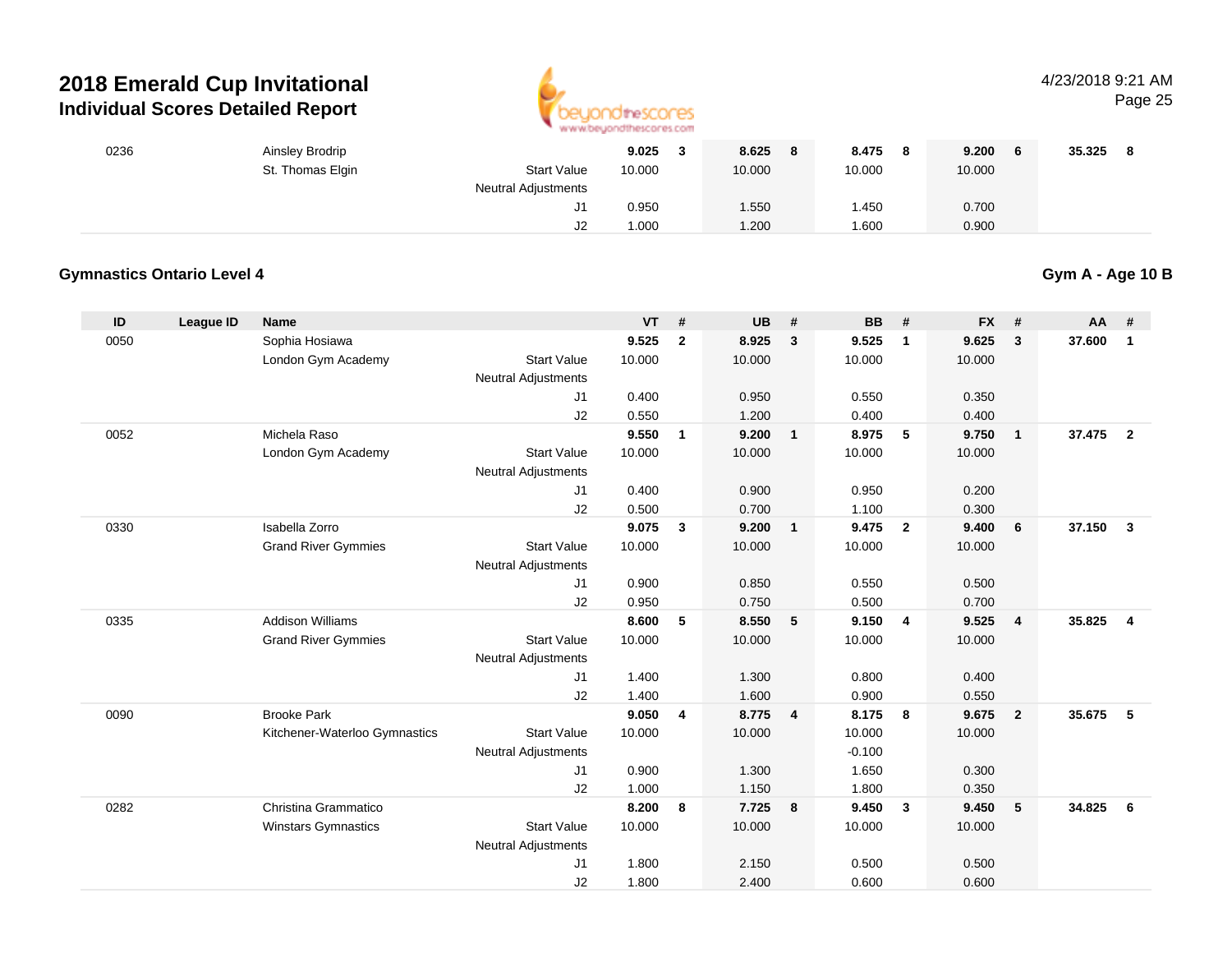| ID | League ID | Name | | VT | # | UB | # | BB | # | FX | # | AA | # |
|---|---|---|---|---|---|---|---|---|---|---|---|---|---|
| 0236 | | Ainsley Brodrip | | 9.025 | 3 | 8.625 | 8 | 8.475 | 8 | 9.200 | 6 | 35.325 | 8 |
| | | St. Thomas Elgin | Start Value | 10.000 | | 10.000 | | 10.000 | | 10.000 | | | |
| | | | Neutral Adjustments | | | | | | | | | | |
| | | | J1 | 0.950 | | 1.550 | | 1.450 | | 0.700 | | | |
| | | | J2 | 1.000 | | 1.200 | | 1.600 | | 0.900 | | | |

## Gymnastics Ontario Level 4

**Gym A - Age 10 B**

| ID | League ID | Name | | VT | # | UB | # | BB | # | FX | # | AA | # |
|---|---|---|---|---|---|---|---|---|---|---|---|---|---|
| 0050 | | Sophia Hosiawa | | 9.525 | 2 | 8.925 | 3 | 9.525 | 1 | 9.625 | 3 | 37.600 | 1 |
| | | London Gym Academy | Start Value | 10.000 | | 10.000 | | 10.000 | | 10.000 | | | |
| | | | Neutral Adjustments | | | | | | | | | | |
| | | | J1 | 0.400 | | 0.950 | | 0.550 | | 0.350 | | | |
| | | | J2 | 0.550 | | 1.200 | | 0.400 | | 0.400 | | | |
| 0052 | | Michela Raso | | 9.550 | 1 | 9.200 | 1 | 8.975 | 5 | 9.750 | 1 | 37.475 | 2 |
| | | London Gym Academy | Start Value | 10.000 | | 10.000 | | 10.000 | | 10.000 | | | |
| | | | Neutral Adjustments | | | | | | | | | | |
| | | | J1 | 0.400 | | 0.900 | | 0.950 | | 0.200 | | | |
| | | | J2 | 0.500 | | 0.700 | | 1.100 | | 0.300 | | | |
| 0330 | | Isabella Zorro | | 9.075 | 3 | 9.200 | 1 | 9.475 | 2 | 9.400 | 6 | 37.150 | 3 |
| | | Grand River Gymmies | Start Value | 10.000 | | 10.000 | | 10.000 | | 10.000 | | | |
| | | | Neutral Adjustments | | | | | | | | | | |
| | | | J1 | 0.900 | | 0.850 | | 0.550 | | 0.500 | | | |
| | | | J2 | 0.950 | | 0.750 | | 0.500 | | 0.700 | | | |
| 0335 | | Addison Williams | | 8.600 | 5 | 8.550 | 5 | 9.150 | 4 | 9.525 | 4 | 35.825 | 4 |
| | | Grand River Gymmies | Start Value | 10.000 | | 10.000 | | 10.000 | | 10.000 | | | |
| | | | Neutral Adjustments | | | | | | | | | | |
| | | | J1 | 1.400 | | 1.300 | | 0.800 | | 0.400 | | | |
| | | | J2 | 1.400 | | 1.600 | | 0.900 | | 0.550 | | | |
| 0090 | | Brooke Park | | 9.050 | 4 | 8.775 | 4 | 8.175 | 8 | 9.675 | 2 | 35.675 | 5 |
| | | Kitchener-Waterloo Gymnastics | Start Value | 10.000 | | 10.000 | | 10.000 | | 10.000 | | | |
| | | | Neutral Adjustments | | | | | -0.100 | | | | | |
| | | | J1 | 0.900 | | 1.300 | | 1.650 | | 0.300 | | | |
| | | | J2 | 1.000 | | 1.150 | | 1.800 | | 0.350 | | | |
| 0282 | | Christina Grammatico | | 8.200 | 8 | 7.725 | 8 | 9.450 | 3 | 9.450 | 5 | 34.825 | 6 |
| | | Winstars Gymnastics | Start Value | 10.000 | | 10.000 | | 10.000 | | 10.000 | | | |
| | | | Neutral Adjustments | | | | | | | | | | |
| | | | J1 | 1.800 | | 2.150 | | 0.500 | | 0.500 | | | |
| | | | J2 | 1.800 | | 2.400 | | 0.600 | | 0.600 | | | |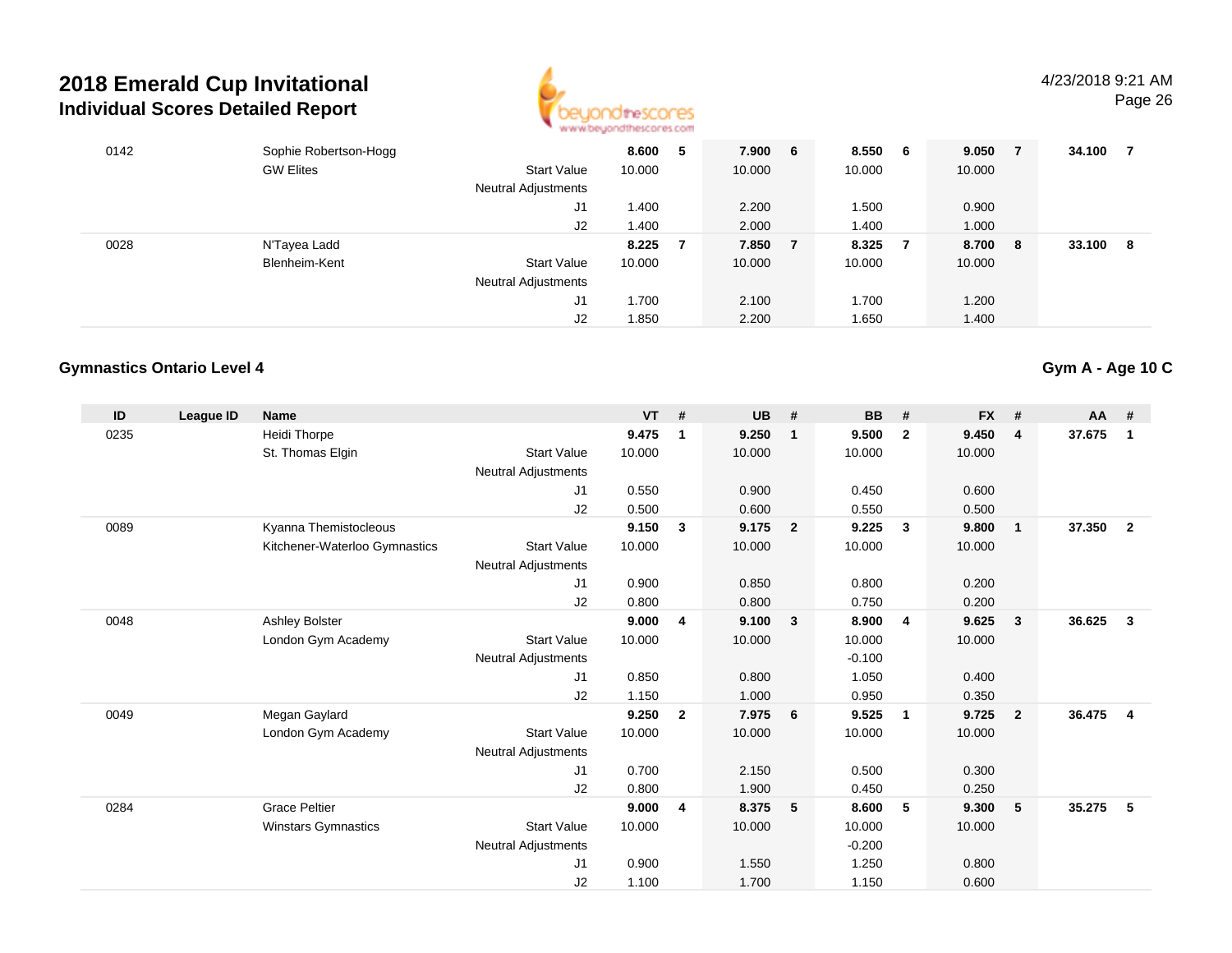# 2018 Emerald Cup Invitational

## Individual Scores Detailed Report

| ID | League ID | Name | | VT | # | UB | # | BB | # | FX | # | AA | # |
|---|---|---|---|---|---|---|---|---|---|---|---|---|---|
| 0142 | | Sophie Robertson-Hogg | | **8.600** | **5** | **7.900** | **6** | **8.550** | **6** | **9.050** | **7** | **34.100** | **7** |
| | | GW Elites | Start Value | 10.000 | | 10.000 | | 10.000 | | 10.000 | | | |
| | | | Neutral Adjustments | | | | | | | | | | |
| | | | J1 | 1.400 | | 2.200 | | 1.500 | | 0.900 | | | |
| | | | J2 | 1.400 | | 2.000 | | 1.400 | | 1.000 | | | |
| 0028 | | N'Tayea Ladd | | **8.225** | **7** | **7.850** | **7** | **8.325** | **7** | **8.700** | **8** | **33.100** | **8** |
| | | Blenheim-Kent | Start Value | 10.000 | | 10.000 | | 10.000 | | 10.000 | | | |
| | | | Neutral Adjustments | | | | | | | | | | |
| | | | J1 | 1.700 | | 2.100 | | 1.700 | | 1.200 | | | |
| | | | J2 | 1.850 | | 2.200 | | 1.650 | | 1.400 | | | |

### Gymnastics Ontario Level 4

**Gym A - Age 10 C**

| ID | League ID | Name | | VT | # | UB | # | BB | # | FX | # | AA | # |
|---|---|---|---|---|---|---|---|---|---|---|---|---|---|
| 0235 | | Heidi Thorpe | | **9.475** | **1** | **9.250** | **1** | **9.500** | **2** | **9.450** | **4** | **37.675** | **1** |
| | | St. Thomas Elgin | Start Value | 10.000 | | 10.000 | | 10.000 | | 10.000 | | | |
| | | | Neutral Adjustments | | | | | | | | | | |
| | | | J1 | 0.550 | | 0.900 | | 0.450 | | 0.600 | | | |
| | | | J2 | 0.500 | | 0.600 | | 0.550 | | 0.500 | | | |
| 0089 | | Kyanna Themistocleous | | **9.150** | **3** | **9.175** | **2** | **9.225** | **3** | **9.800** | **1** | **37.350** | **2** |
| | | Kitchener-Waterloo Gymnastics | Start Value | 10.000 | | 10.000 | | 10.000 | | 10.000 | | | |
| | | | Neutral Adjustments | | | | | | | | | | |
| | | | J1 | 0.900 | | 0.850 | | 0.800 | | 0.200 | | | |
| | | | J2 | 0.800 | | 0.800 | | 0.750 | | 0.200 | | | |
| 0048 | | Ashley Bolster | | **9.000** | **4** | **9.100** | **3** | **8.900** | **4** | **9.625** | **3** | **36.625** | **3** |
| | | London Gym Academy | Start Value | 10.000 | | 10.000 | | 10.000 | | 10.000 | | | |
| | | | Neutral Adjustments | | | | | -0.100 | | | | | |
| | | | J1 | 0.850 | | 0.800 | | 1.050 | | 0.400 | | | |
| | | | J2 | 1.150 | | 1.000 | | 0.950 | | 0.350 | | | |
| 0049 | | Megan Gaylard | | **9.250** | **2** | **7.975** | **6** | **9.525** | **1** | **9.725** | **2** | **36.475** | **4** |
| | | London Gym Academy | Start Value | 10.000 | | 10.000 | | 10.000 | | 10.000 | | | |
| | | | Neutral Adjustments | | | | | | | | | | |
| | | | J1 | 0.700 | | 2.150 | | 0.500 | | 0.300 | | | |
| | | | J2 | 0.800 | | 1.900 | | 0.450 | | 0.250 | | | |
| 0284 | | Grace Peltier | | **9.000** | **4** | **8.375** | **5** | **8.600** | **5** | **9.300** | **5** | **35.275** | **5** |
| | | Winstars Gymnastics | Start Value | 10.000 | | 10.000 | | 10.000 | | 10.000 | | | |
| | | | Neutral Adjustments | | | | | -0.200 | | | | | |
| | | | J1 | 0.900 | | 1.550 | | 1.250 | | 0.800 | | | |
| | | | J2 | 1.100 | | 1.700 | | 1.150 | | 0.600 | | | |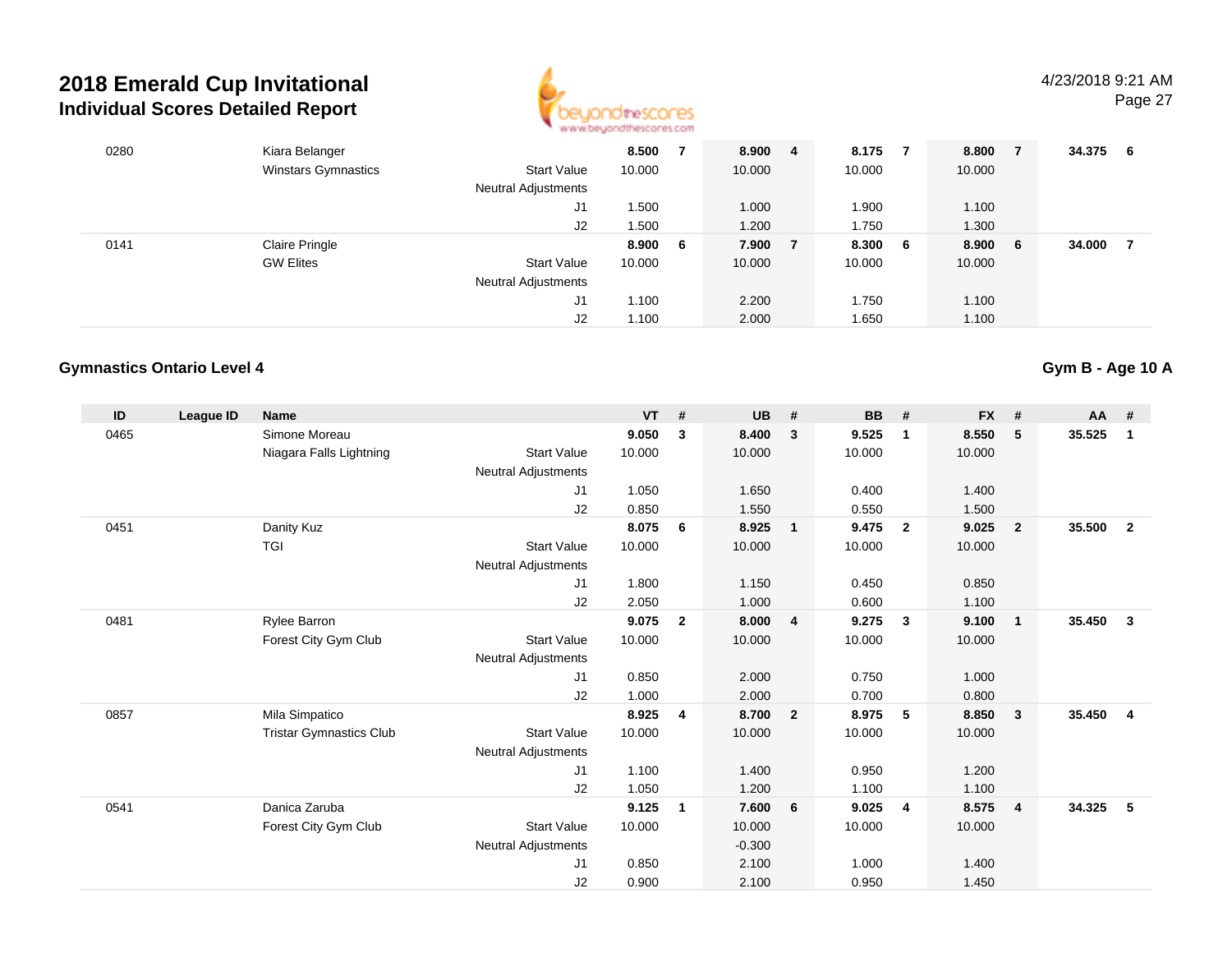# 2018 Emerald Cup Invitational

## Individual Scores Detailed Report

| ID | League ID | Name | | VT | # | UB | # | BB | # | FX | # | AA | # |
|---|---|---|---|---|---|---|---|---|---|---|---|---|---|
| 0280 | | Kiara Belanger | | 8.500 | 7 | 8.900 | 4 | 8.175 | 7 | 8.800 | 7 | 34.375 | 6 |
| | | Winstars Gymnastics | Start Value | 10.000 | | 10.000 | | 10.000 | | 10.000 | | | |
| | | | Neutral Adjustments | | | | | | | | | | |
| | | | J1 | 1.500 | | 1.000 | | 1.900 | | 1.100 | | | |
| | | | J2 | 1.500 | | 1.200 | | 1.750 | | 1.300 | | | |
| 0141 | | Claire Pringle | | 8.900 | 6 | 7.900 | 7 | 8.300 | 6 | 8.900 | 6 | 34.000 | 7 |
| | | GW Elites | Start Value | 10.000 | | 10.000 | | 10.000 | | 10.000 | | | |
| | | | Neutral Adjustments | | | | | | | | | | |
| | | | J1 | 1.100 | | 2.200 | | 1.750 | | 1.100 | | | |
| | | | J2 | 1.100 | | 2.000 | | 1.650 | | 1.100 | | | |

### Gymnastics Ontario Level 4

### Gym B - Age 10 A

| ID | League ID | Name | | VT | # | UB | # | BB | # | FX | # | AA | # |
|---|---|---|---|---|---|---|---|---|---|---|---|---|---|
| 0465 | | Simone Moreau | | 9.050 | 3 | 8.400 | 3 | 9.525 | 1 | 8.550 | 5 | 35.525 | 1 |
| | | Niagara Falls Lightning | Start Value | 10.000 | | 10.000 | | 10.000 | | 10.000 | | | |
| | | | Neutral Adjustments | | | | | | | | | | |
| | | | J1 | 1.050 | | 1.650 | | 0.400 | | 1.400 | | | |
| | | | J2 | 0.850 | | 1.550 | | 0.550 | | 1.500 | | | |
| 0451 | | Danity Kuz | | 8.075 | 6 | 8.925 | 1 | 9.475 | 2 | 9.025 | 2 | 35.500 | 2 |
| | | TGI | Start Value | 10.000 | | 10.000 | | 10.000 | | 10.000 | | | |
| | | | Neutral Adjustments | | | | | | | | | | |
| | | | J1 | 1.800 | | 1.150 | | 0.450 | | 0.850 | | | |
| | | | J2 | 2.050 | | 1.000 | | 0.600 | | 1.100 | | | |
| 0481 | | Rylee Barron | | 9.075 | 2 | 8.000 | 4 | 9.275 | 3 | 9.100 | 1 | 35.450 | 3 |
| | | Forest City Gym Club | Start Value | 10.000 | | 10.000 | | 10.000 | | 10.000 | | | |
| | | | Neutral Adjustments | | | | | | | | | | |
| | | | J1 | 0.850 | | 2.000 | | 0.750 | | 1.000 | | | |
| | | | J2 | 1.000 | | 2.000 | | 0.700 | | 0.800 | | | |
| 0857 | | Mila Simpatico | | 8.925 | 4 | 8.700 | 2 | 8.975 | 5 | 8.850 | 3 | 35.450 | 4 |
| | | Tristar Gymnastics Club | Start Value | 10.000 | | 10.000 | | 10.000 | | 10.000 | | | |
| | | | Neutral Adjustments | | | | | | | | | | |
| | | | J1 | 1.100 | | 1.400 | | 0.950 | | 1.200 | | | |
| | | | J2 | 1.050 | | 1.200 | | 1.100 | | 1.100 | | | |
| 0541 | | Danica Zaruba | | 9.125 | 1 | 7.600 | 6 | 9.025 | 4 | 8.575 | 4 | 34.325 | 5 |
| | | Forest City Gym Club | Start Value | 10.000 | | 10.000 | | 10.000 | | 10.000 | | | |
| | | | Neutral Adjustments | | | -0.300 | | | | | | | |
| | | | J1 | 0.850 | | 2.100 | | 1.000 | | 1.400 | | | |
| | | | J2 | 0.900 | | 2.100 | | 0.950 | | 1.450 | | | |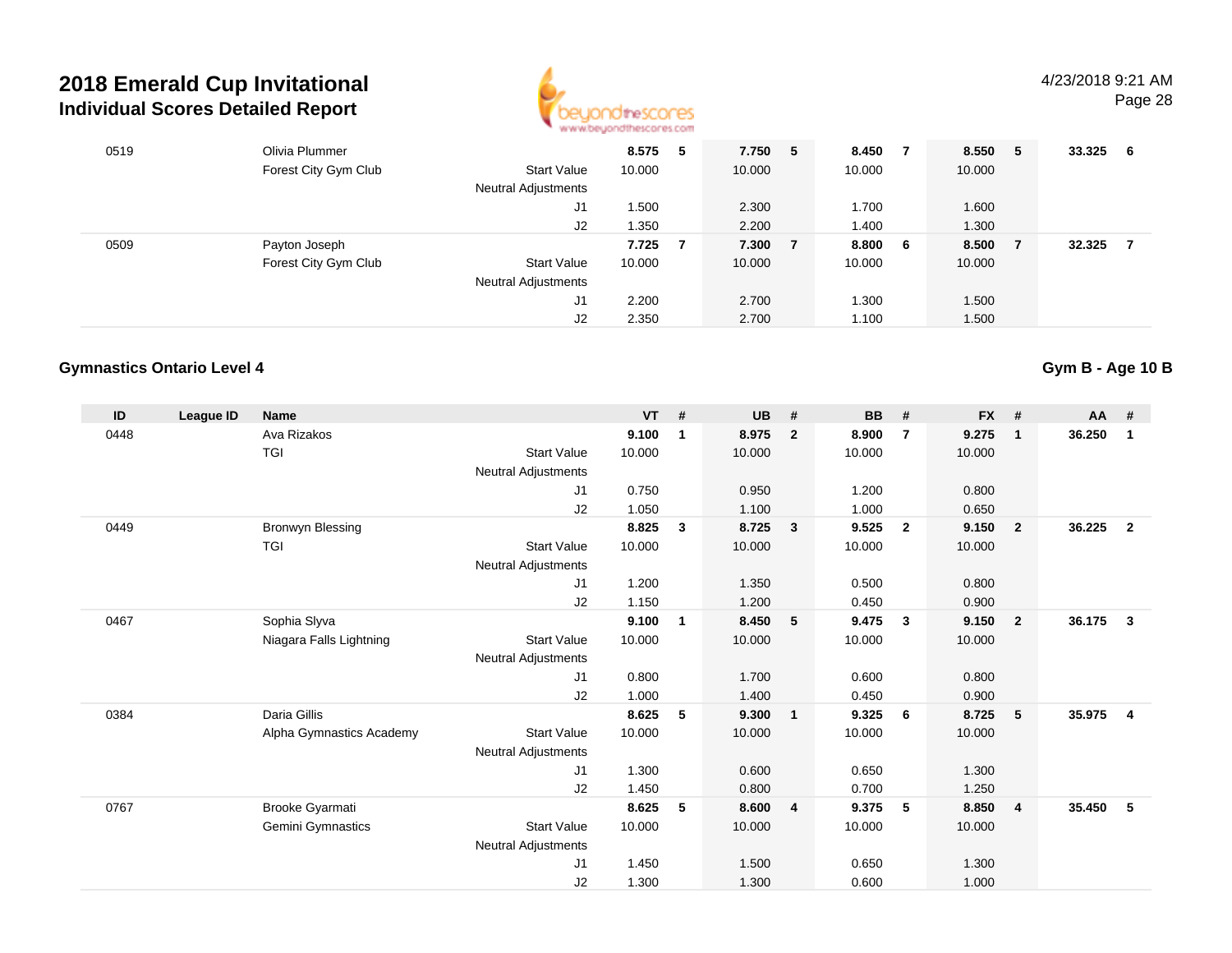# 2018 Emerald Cup Invitational

## Individual Scores Detailed Report

4/23/2018 9:21 AM

| ID | League ID | Name | | VT | # | UB | # | BB | # | FX | # | AA | # |
|---|---|---|---|---|---|---|---|---|---|---|---|---|---|
| 0519 | | Olivia Plummer | | **8.575** | **5** | **7.750** | **5** | **8.450** | **7** | **8.550** | **5** | **33.325** | **6** |
| | | Forest City Gym Club | Start Value | 10.000 | | 10.000 | | 10.000 | | 10.000 | | | |
| | | | Neutral Adjustments | | | | | | | | | | |
| | | | J1 | 1.500 | | 2.300 | | 1.700 | | 1.600 | | | |
| | | | J2 | 1.350 | | 2.200 | | 1.400 | | 1.300 | | | |
| 0509 | | Payton Joseph | | **7.725** | **7** | **7.300** | **7** | **8.800** | **6** | **8.500** | **7** | **32.325** | **7** |
| | | Forest City Gym Club | Start Value | 10.000 | | 10.000 | | 10.000 | | 10.000 | | | |
| | | | Neutral Adjustments | | | | | | | | | | |
| | | | J1 | 2.200 | | 2.700 | | 1.300 | | 1.500 | | | |
| | | | J2 | 2.350 | | 2.700 | | 1.100 | | 1.500 | | | |

### Gymnastics Ontario Level 4

### Gym B - Age 10 B

| ID | League ID | Name | | VT | # | UB | # | BB | # | FX | # | AA | # |
|---|---|---|---|---|---|---|---|---|---|---|---|---|---|
| 0448 | | Ava Rizakos | | **9.100** | **1** | **8.975** | **2** | **8.900** | **7** | **9.275** | **1** | **36.250** | **1** |
| | | TGI | Start Value | 10.000 | | 10.000 | | 10.000 | | 10.000 | | | |
| | | | Neutral Adjustments | | | | | | | | | | |
| | | | J1 | 0.750 | | 0.950 | | 1.200 | | 0.800 | | | |
| | | | J2 | 1.050 | | 1.100 | | 1.000 | | 0.650 | | | |
| 0449 | | Bronwyn Blessing | | **8.825** | **3** | **8.725** | **3** | **9.525** | **2** | **9.150** | **2** | **36.225** | **2** |
| | | TGI | Start Value | 10.000 | | 10.000 | | 10.000 | | 10.000 | | | |
| | | | Neutral Adjustments | | | | | | | | | | |
| | | | J1 | 1.200 | | 1.350 | | 0.500 | | 0.800 | | | |
| | | | J2 | 1.150 | | 1.200 | | 0.450 | | 0.900 | | | |
| 0467 | | Sophia Slyva | | **9.100** | **1** | **8.450** | **5** | **9.475** | **3** | **9.150** | **2** | **36.175** | **3** |
| | | Niagara Falls Lightning | Start Value | 10.000 | | 10.000 | | 10.000 | | 10.000 | | | |
| | | | Neutral Adjustments | | | | | | | | | | |
| | | | J1 | 0.800 | | 1.700 | | 0.600 | | 0.800 | | | |
| | | | J2 | 1.000 | | 1.400 | | 0.450 | | 0.900 | | | |
| 0384 | | Daria Gillis | | **8.625** | **5** | **9.300** | **1** | **9.325** | **6** | **8.725** | **5** | **35.975** | **4** |
| | | Alpha Gymnastics Academy | Start Value | 10.000 | | 10.000 | | 10.000 | | 10.000 | | | |
| | | | Neutral Adjustments | | | | | | | | | | |
| | | | J1 | 1.300 | | 0.600 | | 0.650 | | 1.300 | | | |
| | | | J2 | 1.450 | | 0.800 | | 0.700 | | 1.250 | | | |
| 0767 | | Brooke Gyarmati | | **8.625** | **5** | **8.600** | **4** | **9.375** | **5** | **8.850** | **4** | **35.450** | **5** |
| | | Gemini Gymnastics | Start Value | 10.000 | | 10.000 | | 10.000 | | 10.000 | | | |
| | | | Neutral Adjustments | | | | | | | | | | |
| | | | J1 | 1.450 | | 1.500 | | 0.650 | | 1.300 | | | |
| | | | J2 | 1.300 | | 1.300 | | 0.600 | | 1.000 | | | |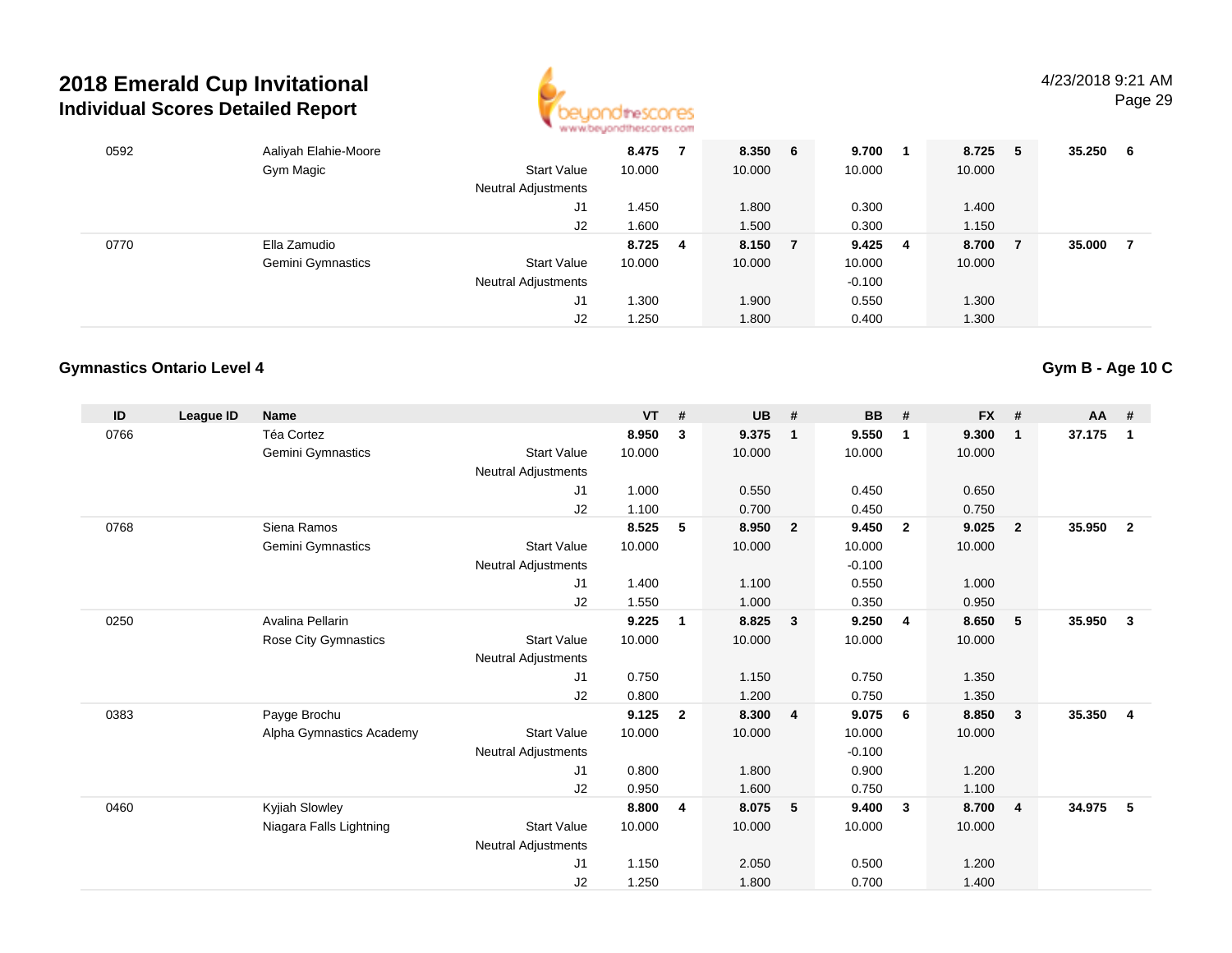# 2018 Emerald Cup Invitational
## Individual Scores Detailed Report

| ID | League ID | Name | | VT | # | UB | # | BB | # | FX | # | AA | # |
|---|---|---|---|---|---|---|---|---|---|---|---|---|---|
| 0592 | | Aaliyah Elahie-Moore | | **8.475** | **7** | **8.350** | **6** | **9.700** | **1** | **8.725** | **5** | **35.250** | **6** |
| | | Gym Magic | Start Value | 10.000 | | 10.000 | | 10.000 | | 10.000 | | | |
| | | | Neutral Adjustments | | | | | | | | | | |
| | | | J1 | 1.450 | | 1.800 | | 0.300 | | 1.400 | | | |
| | | | J2 | 1.600 | | 1.500 | | 0.300 | | 1.150 | | | |
| 0770 | | Ella Zamudio | | **8.725** | **4** | **8.150** | **7** | **9.425** | **4** | **8.700** | **7** | **35.000** | **7** |
| | | Gemini Gymnastics | Start Value | 10.000 | | 10.000 | | 10.000 | | 10.000 | | | |
| | | | Neutral Adjustments | | | | | -0.100 | | | | | |
| | | | J1 | 1.300 | | 1.900 | | 0.550 | | 1.300 | | | |
| | | | J2 | 1.250 | | 1.800 | | 0.400 | | 1.300 | | | |

### Gymnastics Ontario Level 4

**Gym B - Age 10 C**

| ID | League ID | Name | | VT | # | UB | # | BB | # | FX | # | AA | # |
|---|---|---|---|---|---|---|---|---|---|---|---|---|---|
| 0766 | | Téa Cortez | | **8.950** | **3** | **9.375** | **1** | **9.550** | **1** | **9.300** | **1** | **37.175** | **1** |
| | | Gemini Gymnastics | Start Value | 10.000 | | 10.000 | | 10.000 | | 10.000 | | | |
| | | | Neutral Adjustments | | | | | | | | | | |
| | | | J1 | 1.000 | | 0.550 | | 0.450 | | 0.650 | | | |
| | | | J2 | 1.100 | | 0.700 | | 0.450 | | 0.750 | | | |
| 0768 | | Siena Ramos | | **8.525** | **5** | **8.950** | **2** | **9.450** | **2** | **9.025** | **2** | **35.950** | **2** |
| | | Gemini Gymnastics | Start Value | 10.000 | | 10.000 | | 10.000 | | 10.000 | | | |
| | | | Neutral Adjustments | | | | | -0.100 | | | | | |
| | | | J1 | 1.400 | | 1.100 | | 0.550 | | 1.000 | | | |
| | | | J2 | 1.550 | | 1.000 | | 0.350 | | 0.950 | | | |
| 0250 | | Avalina Pellarin | | **9.225** | **1** | **8.825** | **3** | **9.250** | **4** | **8.650** | **5** | **35.950** | **3** |
| | | Rose City Gymnastics | Start Value | 10.000 | | 10.000 | | 10.000 | | 10.000 | | | |
| | | | Neutral Adjustments | | | | | | | | | | |
| | | | J1 | 0.750 | | 1.150 | | 0.750 | | 1.350 | | | |
| | | | J2 | 0.800 | | 1.200 | | 0.750 | | 1.350 | | | |
| 0383 | | Payge Brochu | | **9.125** | **2** | **8.300** | **4** | **9.075** | **6** | **8.850** | **3** | **35.350** | **4** |
| | | Alpha Gymnastics Academy | Start Value | 10.000 | | 10.000 | | 10.000 | | 10.000 | | | |
| | | | Neutral Adjustments | | | | | -0.100 | | | | | |
| | | | J1 | 0.800 | | 1.800 | | 0.900 | | 1.200 | | | |
| | | | J2 | 0.950 | | 1.600 | | 0.750 | | 1.100 | | | |
| 0460 | | Kyjiah Slowley | | **8.800** | **4** | **8.075** | **5** | **9.400** | **3** | **8.700** | **4** | **34.975** | **5** |
| | | Niagara Falls Lightning | Start Value | 10.000 | | 10.000 | | 10.000 | | 10.000 | | | |
| | | | Neutral Adjustments | | | | | | | | | | |
| | | | J1 | 1.150 | | 2.050 | | 0.500 | | 1.200 | | | |
| | | | J2 | 1.250 | | 1.800 | | 0.700 | | 1.400 | | | |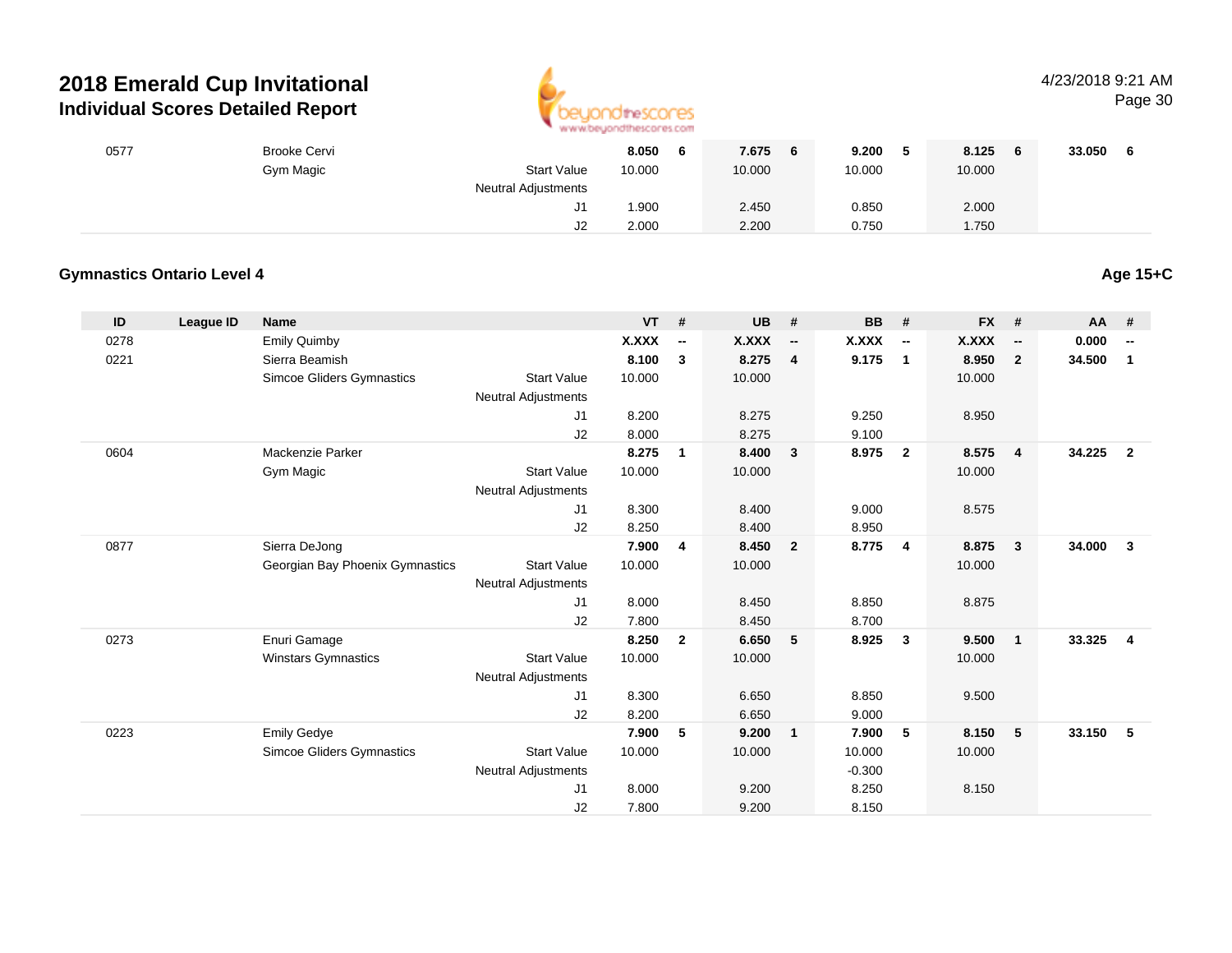## 2018 Emerald Cup Invitational

### Individual Scores Detailed Report

4/23/2018 9:21 AM

| | | | | | | | | | | | | | | |
|---|---|---|---|---|---|---|---|---|---|---|---|---|---|---|
| 0577 | | Brooke Cervi | | 8.050 | 6 | 7.675 | 6 | 9.200 | 5 | 8.125 | 6 | 33.050 | 6 |
| | | Gym Magic | Start Value | 10.000 | | 10.000 | | 10.000 | | 10.000 | | | |
| | | | Neutral Adjustments | | | | | | | | | | |
| | | | J1 | 1.900 | | 2.450 | | 0.850 | | 2.000 | | | |
| | | | J2 | 2.000 | | 2.200 | | 0.750 | | 1.750 | | | |

### Gymnastics Ontario Level 4

**Age 15+C**

| ID | League ID | Name | | VT | # | UB | # | BB | # | FX | # | AA | # |
|---|---|---|---|---|---|---|---|---|---|---|---|---|---|
| 0278 | | Emily Quimby | | X.XXX | -- | X.XXX | -- | X.XXX | -- | X.XXX | -- | 0.000 | -- |
| 0221 | | Sierra Beamish | | 8.100 | 3 | 8.275 | 4 | 9.175 | 1 | 8.950 | 2 | 34.500 | 1 |
| | | Simcoe Gliders Gymnastics | Start Value | 10.000 | | 10.000 | | | | 10.000 | | | |
| | | | Neutral Adjustments | | | | | | | | | | |
| | | | J1 | 8.200 | | 8.275 | | 9.250 | | 8.950 | | | |
| | | | J2 | 8.000 | | 8.275 | | 9.100 | | | | | |
| 0604 | | Mackenzie Parker | | 8.275 | 1 | 8.400 | 3 | 8.975 | 2 | 8.575 | 4 | 34.225 | 2 |
| | | Gym Magic | Start Value | 10.000 | | 10.000 | | | | 10.000 | | | |
| | | | Neutral Adjustments | | | | | | | | | | |
| | | | J1 | 8.300 | | 8.400 | | 9.000 | | 8.575 | | | |
| | | | J2 | 8.250 | | 8.400 | | 8.950 | | | | | |
| 0877 | | Sierra DeJong | | 7.900 | 4 | 8.450 | 2 | 8.775 | 4 | 8.875 | 3 | 34.000 | 3 |
| | | Georgian Bay Phoenix Gymnastics | Start Value | 10.000 | | 10.000 | | | | 10.000 | | | |
| | | | Neutral Adjustments | | | | | | | | | | |
| | | | J1 | 8.000 | | 8.450 | | 8.850 | | 8.875 | | | |
| | | | J2 | 7.800 | | 8.450 | | 8.700 | | | | | |
| 0273 | | Enuri Gamage | | 8.250 | 2 | 6.650 | 5 | 8.925 | 3 | 9.500 | 1 | 33.325 | 4 |
| | | Winstars Gymnastics | Start Value | 10.000 | | 10.000 | | | | 10.000 | | | |
| | | | Neutral Adjustments | | | | | | | | | | |
| | | | J1 | 8.300 | | 6.650 | | 8.850 | | 9.500 | | | |
| | | | J2 | 8.200 | | 6.650 | | 9.000 | | | | | |
| 0223 | | Emily Gedye | | 7.900 | 5 | 9.200 | 1 | 7.900 | 5 | 8.150 | 5 | 33.150 | 5 |
| | | Simcoe Gliders Gymnastics | Start Value | 10.000 | | 10.000 | | 10.000 | | 10.000 | | | |
| | | | Neutral Adjustments | | | | | -0.300 | | | | | |
| | | | J1 | 8.000 | | 9.200 | | 8.250 | | 8.150 | | | |
| | | | J2 | 7.800 | | 9.200 | | 8.150 | | | | | |